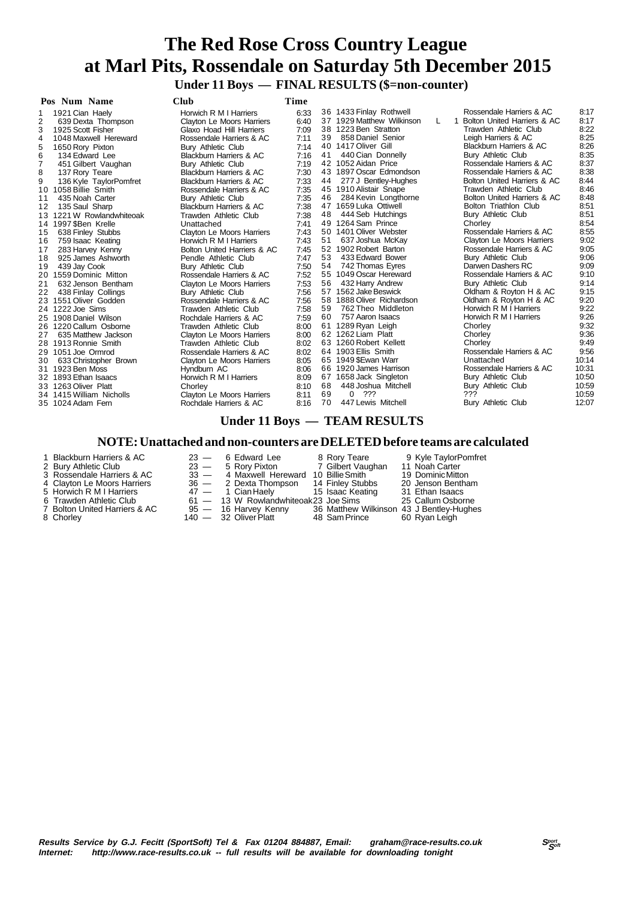# The Red Rose Cross Country League
# at Marl Pits, Rossendale on Saturday 5th December 2015

## Under 11 Boys — FINAL RESULTS ($=non-counter)

| Pos | Num | Name | Club | Time |
|---|---|---|---|---|
| 1 | 1921 | Cian Haely | Horwich R M I Harriers | 6:33 |
| 2 | 639 | Dexta Thompson | Clayton Le Moors Harriers | 6:40 |
| 3 | 1925 | Scott Fisher | Glaxo Hoad Hill Harriers | 7:09 |
| 4 | 1048 | Maxwell Hereward | Rossendale Harriers & AC | 7:11 |
| 5 | 1650 | Rory Pixton | Bury Athletic Club | 7:14 |
| 6 | 134 | Edward Lee | Blackburn Harriers & AC | 7:16 |
| 7 | 451 | Gilbert Vaughan | Bury Athletic Club | 7:19 |
| 8 | 137 | Rory Teare | Blackburn Harriers & AC | 7:30 |
| 9 | 136 | Kyle TaylorPomfret | Blackburn Harriers & AC | 7:33 |
| 10 | 1058 | Billie Smith | Rossendale Harriers & AC | 7:35 |
| 11 | 435 | Noah Carter | Bury Athletic Club | 7:35 |
| 12 | 135 | Saul Sharp | Blackburn Harriers & AC | 7:38 |
| 13 | 1221 | W Rowlandwhiteoak | Trawden Athletic Club | 7:38 |
| 14 | 1997 | $Ben Krelle | Unattached | 7:41 |
| 15 | 638 | Finley Stubbs | Clayton Le Moors Harriers | 7:43 |
| 16 | 759 | Isaac Keating | Horwich R M I Harriers | 7:43 |
| 17 | 283 | Harvey Kenny | Bolton United Harriers & AC | 7:45 |
| 18 | 925 | James Ashworth | Pendle Athletic Club | 7:47 |
| 19 | 439 | Jay Cook | Bury Athletic Club | 7:50 |
| 20 | 1559 | Dominic Mitton | Rossendale Harriers & AC | 7:52 |
| 21 | 632 | Jenson Bentham | Clayton Le Moors Harriers | 7:53 |
| 22 | 438 | Finlay Collings | Bury Athletic Club | 7:56 |
| 23 | 1551 | Oliver Godden | Rossendale Harriers & AC | 7:56 |
| 24 | 1222 | Joe Sims | Trawden Athletic Club | 7:58 |
| 25 | 1908 | Daniel Wilson | Rochdale Harriers & AC | 7:59 |
| 26 | 1220 | Callum Osborne | Trawden Athletic Club | 8:00 |
| 27 | 635 | Matthew Jackson | Clayton Le Moors Harriers | 8:00 |
| 28 | 1913 | Ronnie Smith | Trawden Athletic Club | 8:02 |
| 29 | 1051 | Joe Ormrod | Rossendale Harriers & AC | 8:02 |
| 30 | 633 | Christopher Brown | Clayton Le Moors Harriers | 8:05 |
| 31 | 1923 | Ben Moss | Hyndburn AC | 8:06 |
| 32 | 1893 | Ethan Isaacs | Horwich R M I Harriers | 8:09 |
| 33 | 1263 | Oliver Platt | Chorley | 8:10 |
| 34 | 1415 | William Nicholls | Clayton Le Moors Harriers | 8:11 |
| 35 | 1024 | Adam Fern | Rochdale Harriers & AC | 8:16 |
| 36 | 1433 | Finlay Rothwell | Rossendale Harriers & AC | 8:17 |
| 37 | 1929 | Matthew Wilkinson L 1 | Bolton United Harriers & AC | 8:17 |
| 38 | 1223 | Ben Stratton | Trawden Athletic Club | 8:22 |
| 39 | 858 | Daniel Senior | Leigh Harriers & AC | 8:25 |
| 40 | 1417 | Oliver Gill | Blackburn Harriers & AC | 8:26 |
| 41 | 440 | Cian Donnelly | Bury Athletic Club | 8:35 |
| 42 | 1052 | Aidan Price | Rossendale Harriers & AC | 8:37 |
| 43 | 1897 | Oscar Edmondson | Rossendale Harriers & AC | 8:38 |
| 44 | 277 | J Bentley-Hughes | Bolton United Harriers & AC | 8:44 |
| 45 | 1910 | Alistair Snape | Trawden Athletic Club | 8:46 |
| 46 | 284 | Kevin Longthorne | Bolton United Harriers & AC | 8:48 |
| 47 | 1659 | Luka Ottiwell | Bolton Triathlon Club | 8:51 |
| 48 | 444 | Seb Hutchings | Bury Athletic Club | 8:51 |
| 49 | 1264 | Sam Prince | Chorley | 8:54 |
| 50 | 1401 | Oliver Webster | Rossendale Harriers & AC | 8:55 |
| 51 | 637 | Joshua McKay | Clayton Le Moors Harriers | 9:02 |
| 52 | 1902 | Robert Barton | Rossendale Harriers & AC | 9:05 |
| 53 | 433 | Edward Bower | Bury Athletic Club | 9:06 |
| 54 | 742 | Thomas Eyres | Darwen Dashers RC | 9:09 |
| 55 | 1049 | Oscar Hereward | Rossendale Harriers & AC | 9:10 |
| 56 | 432 | Harry Andrew | Bury Athletic Club | 9:14 |
| 57 | 1562 | Jake Beswick | Oldham & Royton H & AC | 9:15 |
| 58 | 1888 | Oliver Richardson | Oldham & Royton H & AC | 9:20 |
| 59 | 762 | Theo Middleton | Horwich R M I Harriers | 9:22 |
| 60 | 757 | Aaron Isaacs | Horwich R M I Harriers | 9:26 |
| 61 | 1289 | Ryan Leigh | Chorley | 9:32 |
| 62 | 1262 | Liam Platt | Chorley | 9:36 |
| 63 | 1260 | Robert Kellett | Chorley | 9:49 |
| 64 | 1903 | Ellis Smith | Rossendale Harriers & AC | 9:56 |
| 65 | 1949 | $Ewan Warr | Unattached | 10:14 |
| 66 | 1920 | James Harrison | Rossendale Harriers & AC | 10:31 |
| 67 | 1658 | Jack Singleton | Bury Athletic Club | 10:50 |
| 68 | 448 | Joshua Mitchell | Bury Athletic Club | 10:59 |
| 69 | 0 | ??? | ??? | 10:59 |
| 70 | 447 | Lewis Mitchell | Bury Athletic Club | 12:07 |

## Under 11 Boys — TEAM RESULTS

### NOTE: Unattached and non-counters are DELETED before teams are calculated

| Pos | Team | Points | 1st | 2nd | 3rd |
|---|---|---|---|---|---|
| 1 | Blackburn Harriers & AC | 23 | 6 Edward Lee | 8 Rory Teare | 9 Kyle TaylorPomfret |
| 2 | Bury Athletic Club | 23 | 5 Rory Pixton | 7 Gilbert Vaughan | 11 Noah Carter |
| 3 | Rossendale Harriers & AC | 33 | 4 Maxwell Hereward | 10 Billie Smith | 19 Dominic Mitton |
| 4 | Clayton Le Moors Harriers | 36 | 2 Dexta Thompson | 14 Finley Stubbs | 20 Jenson Bentham |
| 5 | Horwich R M I Harriers | 47 | 1 Cian Haely | 15 Isaac Keating | 31 Ethan Isaacs |
| 6 | Trawden Athletic Club | 61 | 13 W Rowlandwhiteoak | 23 Joe Sims | 25 Callum Osborne |
| 7 | Bolton United Harriers & AC | 95 | 16 Harvey Kenny | 36 Matthew Wilkinson | 43 J Bentley-Hughes |
| 8 | Chorley | 140 | 32 Oliver Platt | 48 Sam Prince | 60 Ryan Leigh |

***Results Service by G.J. Fecitt (SportSoft) Tel & Fax 01204 884887, Email: graham@race-results.co.uk***
***Internet: http://www.race-results.co.uk -- full results will be available for downloading tonight***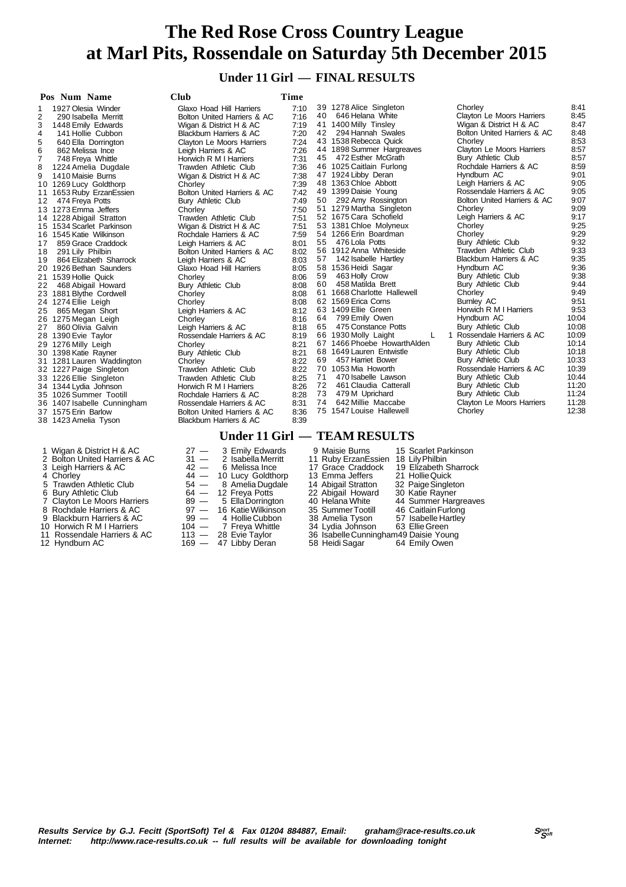# The Red Rose Cross Country League at Marl Pits, Rossendale on Saturday 5th December 2015

## Under 11 Girl — FINAL RESULTS

| Pos | Num | Name | Club | Time |
|---|---|---|---|---|
| 1 | 1927 | Olesia Winder | Glaxo Hoad Hill Harriers | 7:10 |
| 2 | 290 | Isabella Merritt | Bolton United Harriers & AC | 7:16 |
| 3 | 1448 | Emily Edwards | Wigan & District H & AC | 7:19 |
| 4 | 141 | Hollie Cubbon | Blackburn Harriers & AC | 7:20 |
| 5 | 640 | Ella Dorrington | Clayton Le Moors Harriers | 7:24 |
| 6 | 862 | Melissa Ince | Leigh Harriers & AC | 7:26 |
| 7 | 748 | Freya Whittle | Horwich R M I Harriers | 7:31 |
| 8 | 1224 | Amelia Dugdale | Trawden Athletic Club | 7:36 |
| 9 | 1410 | Maisie Burns | Wigan & District H & AC | 7:38 |
| 10 | 1269 | Lucy Goldthorp | Chorley | 7:39 |
| 11 | 1653 | Ruby ErzanEssien | Bolton United Harriers & AC | 7:42 |
| 12 | 474 | Freya Potts | Bury Athletic Club | 7:49 |
| 13 | 1273 | Emma Jeffers | Chorley | 7:50 |
| 14 | 1228 | Abigail Stratton | Trawden Athletic Club | 7:51 |
| 15 | 1534 | Scarlet Parkinson | Wigan & District H & AC | 7:51 |
| 16 | 1545 | Katie Wilkinson | Rochdale Harriers & AC | 7:59 |
| 17 | 859 | Grace Craddock | Leigh Harriers & AC | 8:01 |
| 18 | 291 | Lily Philbin | Bolton United Harriers & AC | 8:02 |
| 19 | 864 | Elizabeth Sharrock | Leigh Harriers & AC | 8:03 |
| 20 | 1926 | Bethan Saunders | Glaxo Hoad Hill Harriers | 8:05 |
| 21 | 1539 | Hollie Quick | Chorley | 8:06 |
| 22 | 468 | Abigail Howard | Bury Athletic Club | 8:08 |
| 23 | 1881 | Blythe Cordwell | Chorley | 8:08 |
| 24 | 1274 | Ellie Leigh | Chorley | 8:08 |
| 25 | 865 | Megan Short | Leigh Harriers & AC | 8:12 |
| 26 | 1275 | Megan Leigh | Chorley | 8:16 |
| 27 | 860 | Olivia Galvin | Leigh Harriers & AC | 8:18 |
| 28 | 1390 | Evie Taylor | Rossendale Harriers & AC | 8:19 |
| 29 | 1276 | Milly Leigh | Chorley | 8:21 |
| 30 | 1398 | Katie Rayner | Bury Athletic Club | 8:21 |
| 31 | 1281 | Lauren Waddington | Chorley | 8:22 |
| 32 | 1227 | Paige Singleton | Trawden Athletic Club | 8:22 |
| 33 | 1226 | Ellie Singleton | Trawden Athletic Club | 8:25 |
| 34 | 1344 | Lydia Johnson | Horwich R M I Harriers | 8:26 |
| 35 | 1026 | Summer Tootill | Rochdale Harriers & AC | 8:28 |
| 36 | 1407 | Isabelle Cunningham | Rossendale Harriers & AC | 8:31 |
| 37 | 1575 | Erin Barlow | Bolton United Harriers & AC | 8:36 |
| 38 | 1423 | Amelia Tyson | Blackburn Harriers & AC | 8:39 |
| 39 | 1278 | Alice Singleton | Chorley | 8:41 |
| 40 | 646 | Helana White | Clayton Le Moors Harriers | 8:45 |
| 41 | 1400 | Milly Tinsley | Wigan & District H & AC | 8:47 |
| 42 | 294 | Hannah Swales | Bolton United Harriers & AC | 8:48 |
| 43 | 1538 | Rebecca Quick | Chorley | 8:53 |
| 44 | 1898 | Summer Hargreaves | Clayton Le Moors Harriers | 8:57 |
| 45 | 472 | Esther McGrath | Bury Athletic Club | 8:57 |
| 46 | 1025 | Caitlain Furlong | Rochdale Harriers & AC | 8:59 |
| 47 | 1924 | Libby Deran | Hyndburn AC | 9:01 |
| 48 | 1363 | Chloe Abbott | Leigh Harriers & AC | 9:05 |
| 49 | 1399 | Daisie Young | Rossendale Harriers & AC | 9:05 |
| 50 | 292 | Amy Rossington | Bolton United Harriers & AC | 9:07 |
| 51 | 1279 | Martha Singleton | Chorley | 9:09 |
| 52 | 1675 | Cara Schofield | Leigh Harriers & AC | 9:17 |
| 53 | 1381 | Chloe Molyneux | Chorley | 9:25 |
| 54 | 1266 | Erin Boardman | Chorley | 9:29 |
| 55 | 476 | Lola Potts | Bury Athletic Club | 9:32 |
| 56 | 1912 | Anna Whiteside | Trawden Athletic Club | 9:33 |
| 57 | 142 | Isabelle Hartley | Blackburn Harriers & AC | 9:35 |
| 58 | 1536 | Heidi Sagar | Hyndburn AC | 9:36 |
| 59 | 463 | Holly Crow | Bury Athletic Club | 9:38 |
| 60 | 458 | Matilda Brett | Bury Athletic Club | 9:44 |
| 61 | 1668 | Charlotte Hallewell | Chorley | 9:49 |
| 62 | 1569 | Erica Corns | Burnley AC | 9:51 |
| 63 | 1409 | Ellie Green | Horwich R M I Harriers | 9:53 |
| 64 | 799 | Emily Owen | Hyndburn AC | 10:04 |
| 65 | 475 | Constance Potts | Bury Athletic Club | 10:08 |
| 66 | 1930 | Molly Laight L 1 | Rossendale Harriers & AC | 10:09 |
| 67 | 1466 | Phoebe HowarthAlden | Bury Athletic Club | 10:14 |
| 68 | 1649 | Lauren Entwistle | Bury Athletic Club | 10:18 |
| 69 | 457 | Harriet Bower | Bury Athletic Club | 10:33 |
| 70 | 1053 | Mia Howorth | Rossendale Harriers & AC | 10:39 |
| 71 | 470 | Isabelle Lawson | Bury Athletic Club | 10:44 |
| 72 | 461 | Claudia Catterall | Bury Athletic Club | 11:20 |
| 73 | 479 | M Uprichard | Bury Athletic Club | 11:24 |
| 74 | 642 | Millie Maccabe | Clayton Le Moors Harriers | 11:28 |
| 75 | 1547 | Louise Hallewell | Chorley | 12:38 |

## Under 11 Girl — TEAM RESULTS

| Pos | Team | Points | 1st | 2nd | 3rd |
|---|---|---|---|---|---|
| 1 | Wigan & District H & AC | 27 | 3 Emily Edwards | 9 Maisie Burns | 15 Scarlet Parkinson |
| 2 | Bolton United Harriers & AC | 31 | 2 Isabella Merritt | 11 Ruby ErzanEssien | 18 Lily Philbin |
| 3 | Leigh Harriers & AC | 42 | 6 Melissa Ince | 17 Grace Craddock | 19 Elizabeth Sharrock |
| 4 | Chorley | 44 | 10 Lucy Goldthorp | 13 Emma Jeffers | 21 Hollie Quick |
| 5 | Trawden Athletic Club | 54 | 8 Amelia Dugdale | 14 Abigail Stratton | 32 Paige Singleton |
| 6 | Bury Athletic Club | 64 | 12 Freya Potts | 22 Abigail Howard | 30 Katie Rayner |
| 7 | Clayton Le Moors Harriers | 89 | 5 Ella Dorrington | 40 Helana White | 44 Summer Hargreaves |
| 8 | Rochdale Harriers & AC | 97 | 16 Katie Wilkinson | 35 Summer Tootill | 46 Caitlain Furlong |
| 9 | Blackburn Harriers & AC | 99 | 4 Hollie Cubbon | 38 Amelia Tyson | 57 Isabelle Hartley |
| 10 | Horwich R M I Harriers | 104 | 7 Freya Whittle | 34 Lydia Johnson | 63 Ellie Green |
| 11 | Rossendale Harriers & AC | 113 | 28 Evie Taylor | 36 Isabelle Cunningham | 49 Daisie Young |
| 12 | Hyndburn AC | 169 | 47 Libby Deran | 58 Heidi Sagar | 64 Emily Owen |

***Results Service by G.J. Fecitt (SportSoft) Tel & Fax 01204 884887, Email: graham@race-results.co.uk***
***Internet: http://www.race-results.co.uk -- full results will be available for downloading tonight***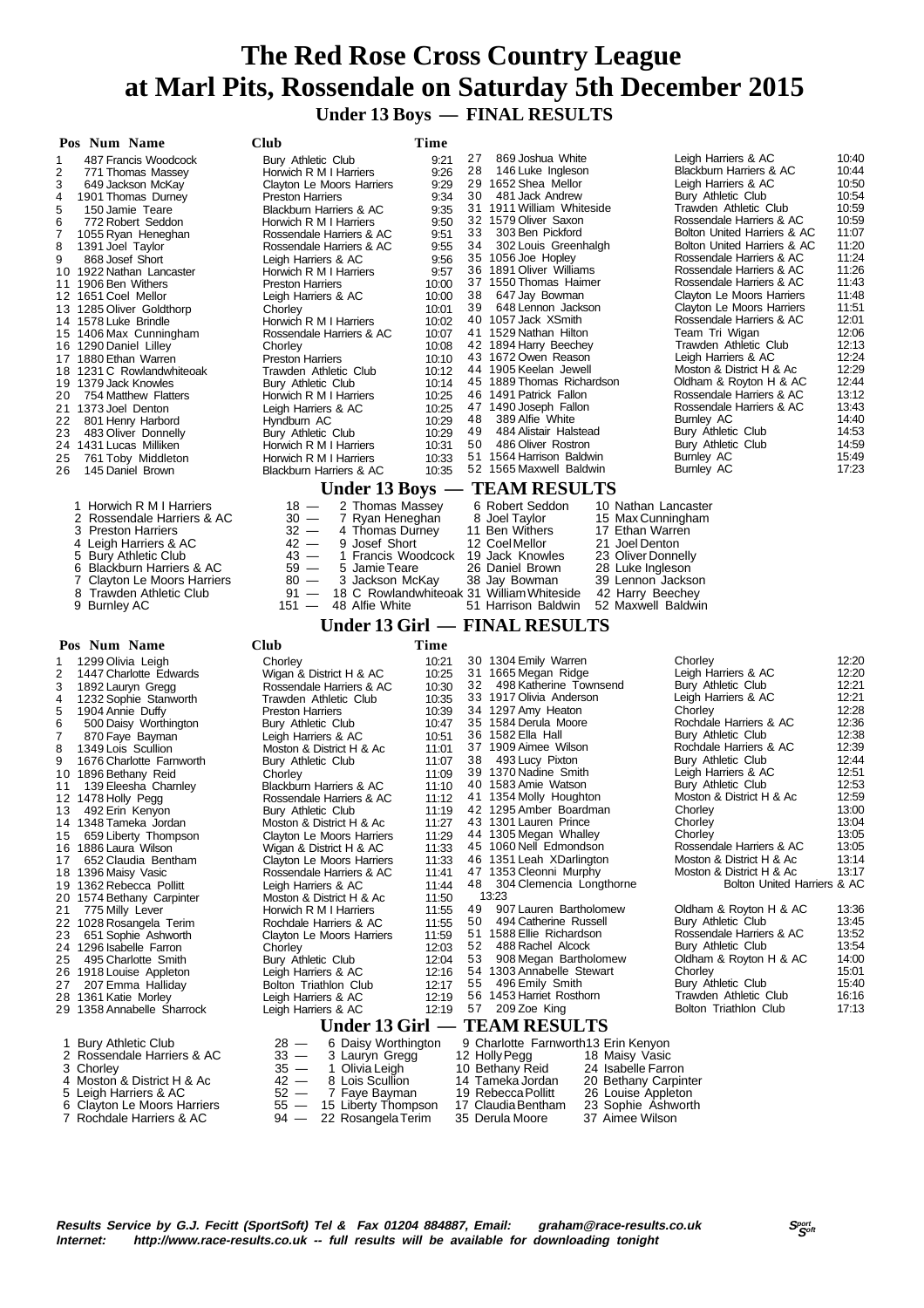# The Red Rose Cross Country League at Marl Pits, Rossendale on Saturday 5th December 2015

## Under 13 Boys — FINAL RESULTS

| Pos | Num | Name | Club | Time |
|---|---|---|---|---|
| 1 | 487 | Francis Woodcock | Bury Athletic Club | 9:21 |
| 2 | 771 | Thomas Massey | Horwich R M I Harriers | 9:26 |
| 3 | 649 | Jackson McKay | Clayton Le Moors Harriers | 9:29 |
| 4 | 1901 | Thomas Durney | Preston Harriers | 9:34 |
| 5 | 150 | Jamie Teare | Blackburn Harriers & AC | 9:35 |
| 6 | 772 | Robert Seddon | Horwich R M I Harriers | 9:50 |
| 7 | 1055 | Ryan Heneghan | Rossendale Harriers & AC | 9:51 |
| 8 | 1391 | Joel Taylor | Rossendale Harriers & AC | 9:55 |
| 9 | 868 | Josef Short | Leigh Harriers & AC | 9:56 |
| 10 | 1922 | Nathan Lancaster | Horwich R M I Harriers | 9:57 |
| 11 | 1906 | Ben Withers | Preston Harriers | 10:00 |
| 12 | 1651 | Coel Mellor | Leigh Harriers & AC | 10:00 |
| 13 | 1285 | Oliver Goldthorp | Chorley | 10:01 |
| 14 | 1578 | Luke Brindle | Horwich R M I Harriers | 10:02 |
| 15 | 1406 | Max Cunningham | Rossendale Harriers & AC | 10:07 |
| 16 | 1290 | Daniel Lilley | Chorley | 10:08 |
| 17 | 1880 | Ethan Warren | Preston Harriers | 10:10 |
| 18 | 1231 | C Rowlandwhiteoak | Trawden Athletic Club | 10:12 |
| 19 | 1379 | Jack Knowles | Bury Athletic Club | 10:14 |
| 20 | 754 | Matthew Flatters | Horwich R M I Harriers | 10:25 |
| 21 | 1373 | Joel Denton | Leigh Harriers & AC | 10:25 |
| 22 | 801 | Henry Harbord | Hyndburn AC | 10:29 |
| 23 | 483 | Oliver Donnelly | Bury Athletic Club | 10:29 |
| 24 | 1431 | Lucas Milliken | Horwich R M I Harriers | 10:31 |
| 25 | 761 | Toby Middleton | Horwich R M I Harriers | 10:33 |
| 26 | 145 | Daniel Brown | Blackburn Harriers & AC | 10:35 |
| 27 | 869 | Joshua White | Leigh Harriers & AC | 10:40 |
| 28 | 146 | Luke Ingleson | Blackburn Harriers & AC | 10:44 |
| 29 | 1652 | Shea Mellor | Leigh Harriers & AC | 10:50 |
| 30 | 481 | Jack Andrew | Bury Athletic Club | 10:54 |
| 31 | 1911 | William Whiteside | Trawden Athletic Club | 10:59 |
| 32 | 1579 | Oliver Saxon | Rossendale Harriers & AC | 10:59 |
| 33 | 303 | Ben Pickford | Bolton United Harriers & AC | 11:07 |
| 34 | 302 | Louis Greenhalgh | Bolton United Harriers & AC | 11:20 |
| 35 | 1056 | Joe Hopley | Rossendale Harriers & AC | 11:24 |
| 36 | 1891 | Oliver Williams | Rossendale Harriers & AC | 11:26 |
| 37 | 1550 | Thomas Haimer | Rossendale Harriers & AC | 11:43 |
| 38 | 647 | Jay Bowman | Clayton Le Moors Harriers | 11:48 |
| 39 | 648 | Lennon Jackson | Clayton Le Moors Harriers | 11:51 |
| 40 | 1057 | Jack XSmith | Rossendale Harriers & AC | 12:01 |
| 41 | 1529 | Nathan Hilton | Team Tri Wigan | 12:06 |
| 42 | 1894 | Harry Beechey | Trawden Athletic Club | 12:13 |
| 43 | 1672 | Owen Reason | Leigh Harriers & AC | 12:24 |
| 44 | 1905 | Keelan Jewell | Moston & District H & Ac | 12:29 |
| 45 | 1889 | Thomas Richardson | Oldham & Royton H & AC | 12:44 |
| 46 | 1491 | Patrick Fallon | Rossendale Harriers & AC | 13:12 |
| 47 | 1490 | Joseph Fallon | Rossendale Harriers & AC | 13:43 |
| 48 | 389 | Alfie White | Burnley AC | 14:40 |
| 49 | 484 | Alistair Halstead | Bury Athletic Club | 14:53 |
| 50 | 486 | Oliver Rostron | Bury Athletic Club | 14:59 |
| 51 | 1564 | Harrison Baldwin | Burnley AC | 15:49 |
| 52 | 1565 | Maxwell Baldwin | Burnley AC | 17:23 |

## Under 13 Boys — TEAM RESULTS

| Pos | Team | Points | 1st | 2nd | 3rd |
|---|---|---|---|---|---|
| 1 | Horwich R M I Harriers | 18 — | 2 Thomas Massey | 6 Robert Seddon | 10 Nathan Lancaster |
| 2 | Rossendale Harriers & AC | 30 — | 7 Ryan Heneghan | 8 Joel Taylor | 15 Max Cunningham |
| 3 | Preston Harriers | 32 — | 4 Thomas Durney | 11 Ben Withers | 17 Ethan Warren |
| 4 | Leigh Harriers & AC | 42 — | 9 Josef Short | 12 Coel Mellor | 21 Joel Denton |
| 5 | Bury Athletic Club | 43 — | 1 Francis Woodcock | 19 Jack Knowles | 23 Oliver Donnelly |
| 6 | Blackburn Harriers & AC | 59 — | 5 Jamie Teare | 26 Daniel Brown | 28 Luke Ingleson |
| 7 | Clayton Le Moors Harriers | 80 — | 3 Jackson McKay | 38 Jay Bowman | 39 Lennon Jackson |
| 8 | Trawden Athletic Club | 91 — | 18 C Rowlandwhiteoak | 31 William Whiteside | 42 Harry Beechey |
| 9 | Burnley AC | 151 — | 48 Alfie White | 51 Harrison Baldwin | 52 Maxwell Baldwin |

## Under 13 Girl — FINAL RESULTS

| Pos | Num | Name | Club | Time |
|---|---|---|---|---|
| 1 | 1299 | Olivia Leigh | Chorley | 10:21 |
| 2 | 1447 | Charlotte Edwards | Wigan & District H & AC | 10:25 |
| 3 | 1892 | Lauryn Gregg | Rossendale Harriers & AC | 10:30 |
| 4 | 1232 | Sophie Stanworth | Trawden Athletic Club | 10:35 |
| 5 | 1904 | Annie Duffy | Preston Harriers | 10:39 |
| 6 | 500 | Daisy Worthington | Bury Athletic Club | 10:47 |
| 7 | 870 | Faye Bayman | Leigh Harriers & AC | 10:51 |
| 8 | 1349 | Lois Scullion | Moston & District H & Ac | 11:01 |
| 9 | 1676 | Charlotte Farnworth | Bury Athletic Club | 11:07 |
| 10 | 1896 | Bethany Reid | Chorley | 11:09 |
| 11 | 139 | Eleesha Charnley | Blackburn Harriers & AC | 11:10 |
| 12 | 1478 | Holly Pegg | Rossendale Harriers & AC | 11:12 |
| 13 | 492 | Erin Kenyon | Bury Athletic Club | 11:19 |
| 14 | 1348 | Tameka Jordan | Moston & District H & Ac | 11:27 |
| 15 | 659 | Liberty Thompson | Clayton Le Moors Harriers | 11:29 |
| 16 | 1886 | Laura Wilson | Wigan & District H & AC | 11:33 |
| 17 | 652 | Claudia Bentham | Clayton Le Moors Harriers | 11:33 |
| 18 | 1396 | Maisy Vasic | Rossendale Harriers & AC | 11:41 |
| 19 | 1362 | Rebecca Pollitt | Leigh Harriers & AC | 11:44 |
| 20 | 1574 | Bethany Carpinter | Moston & District H & Ac | 11:50 |
| 21 | 775 | Milly Lever | Horwich R M I Harriers | 11:55 |
| 22 | 1028 | Rosangela Terim | Rochdale Harriers & AC | 11:55 |
| 23 | 651 | Sophie Ashworth | Clayton Le Moors Harriers | 11:59 |
| 24 | 1296 | Isabelle Farron | Chorley | 12:03 |
| 25 | 495 | Charlotte Smith | Bury Athletic Club | 12:04 |
| 26 | 1918 | Louise Appleton | Leigh Harriers & AC | 12:16 |
| 27 | 207 | Emma Halliday | Bolton Triathlon Club | 12:17 |
| 28 | 1361 | Katie Morley | Leigh Harriers & AC | 12:19 |
| 29 | 1358 | Annabele Sharrock | Leigh Harriers & AC | 12:19 |
| 30 | 1304 | Emily Warren | Chorley | 12:20 |
| 31 | 1665 | Megan Ridge | Leigh Harriers & AC | 12:20 |
| 32 | 498 | Katherine Townsend | Bury Athletic Club | 12:21 |
| 33 | 1917 | Olivia Anderson | Leigh Harriers & AC | 12:21 |
| 34 | 1297 | Amy Heaton | Chorley | 12:28 |
| 35 | 1584 | Derula Moore | Rochdale Harriers & AC | 12:36 |
| 36 | 1582 | Ella Hall | Bury Athletic Club | 12:38 |
| 37 | 1909 | Aimee Wilson | Rochdale Harriers & AC | 12:39 |
| 38 | 493 | Lucy Pixton | Bury Athletic Club | 12:44 |
| 39 | 1370 | Nadine Smith | Leigh Harriers & AC | 12:51 |
| 40 | 1583 | Amie Watson | Bury Athletic Club | 12:53 |
| 41 | 1354 | Molly Houghton | Moston & District H & Ac | 12:59 |
| 42 | 1295 | Amber Boardman | Chorley | 13:00 |
| 43 | 1301 | Lauren Prince | Chorley | 13:04 |
| 44 | 1305 | Megan Whalley | Chorley | 13:05 |
| 45 | 1060 | Nell Edmondson | Rossendale Harriers & AC | 13:05 |
| 46 | 1351 | Leah XDarlington | Moston & District H & Ac | 13:14 |
| 47 | 1353 | Cleonni Murphy | Moston & District H & Ac | 13:17 |
| 48 | 304 | Clemencia Longthorne | Bolton United Harriers & AC | 13:23 |
| 49 | 907 | Lauren Bartholomew | Oldham & Royton H & AC | 13:36 |
| 50 | 494 | Catherine Russell | Bury Athletic Club | 13:45 |
| 51 | 1588 | Ellie Richardson | Rossendale Harriers & AC | 13:52 |
| 52 | 488 | Rachel Alcock | Bury Athletic Club | 13:54 |
| 53 | 908 | Megan Bartholomew | Oldham & Royton H & AC | 14:00 |
| 54 | 1303 | Annabele Stewart | Chorley | 15:01 |
| 55 | 496 | Emily Smith | Bury Athletic Club | 15:40 |
| 56 | 1453 | Harriet Rosthorn | Trawden Athletic Club | 16:16 |
| 57 | 209 | Zoe King | Bolton Triathlon Club | 17:13 |

## Under 13 Girl — TEAM RESULTS

| Pos | Team | Points | 1st | 2nd | 3rd |
|---|---|---|---|---|---|
| 1 | Bury Athletic Club | 28 — | 6 Daisy Worthington | 9 Charlotte Farnworth | 13 Erin Kenyon |
| 2 | Rossendale Harriers & AC | 33 — | 3 Lauryn Gregg | 12 Holly Pegg | 18 Maisy Vasic |
| 3 | Chorley | 35 — | 1 Olivia Leigh | 10 Bethany Reid | 24 Isabelle Farron |
| 4 | Moston & District H & Ac | 42 — | 8 Lois Scullion | 14 Tameka Jordan | 20 Bethany Carpinter |
| 5 | Leigh Harriers & AC | 52 — | 7 Faye Bayman | 19 Rebecca Pollitt | 26 Louise Appleton |
| 6 | Clayton Le Moors Harriers | 55 — | 15 Liberty Thompson | 17 Claudia Bentham | 23 Sophie Ashworth |
| 7 | Rochdale Harriers & AC | 94 — | 22 Rosangela Terim | 35 Derula Moore | 37 Aimee Wilson |

**Results Service by G.J. Fecitt (SportSoft) Tel & Fax 01204 884887, Email: graham@race-results.co.uk**
**Internet: http://www.race-results.co.uk -- full results will be available for downloading tonight**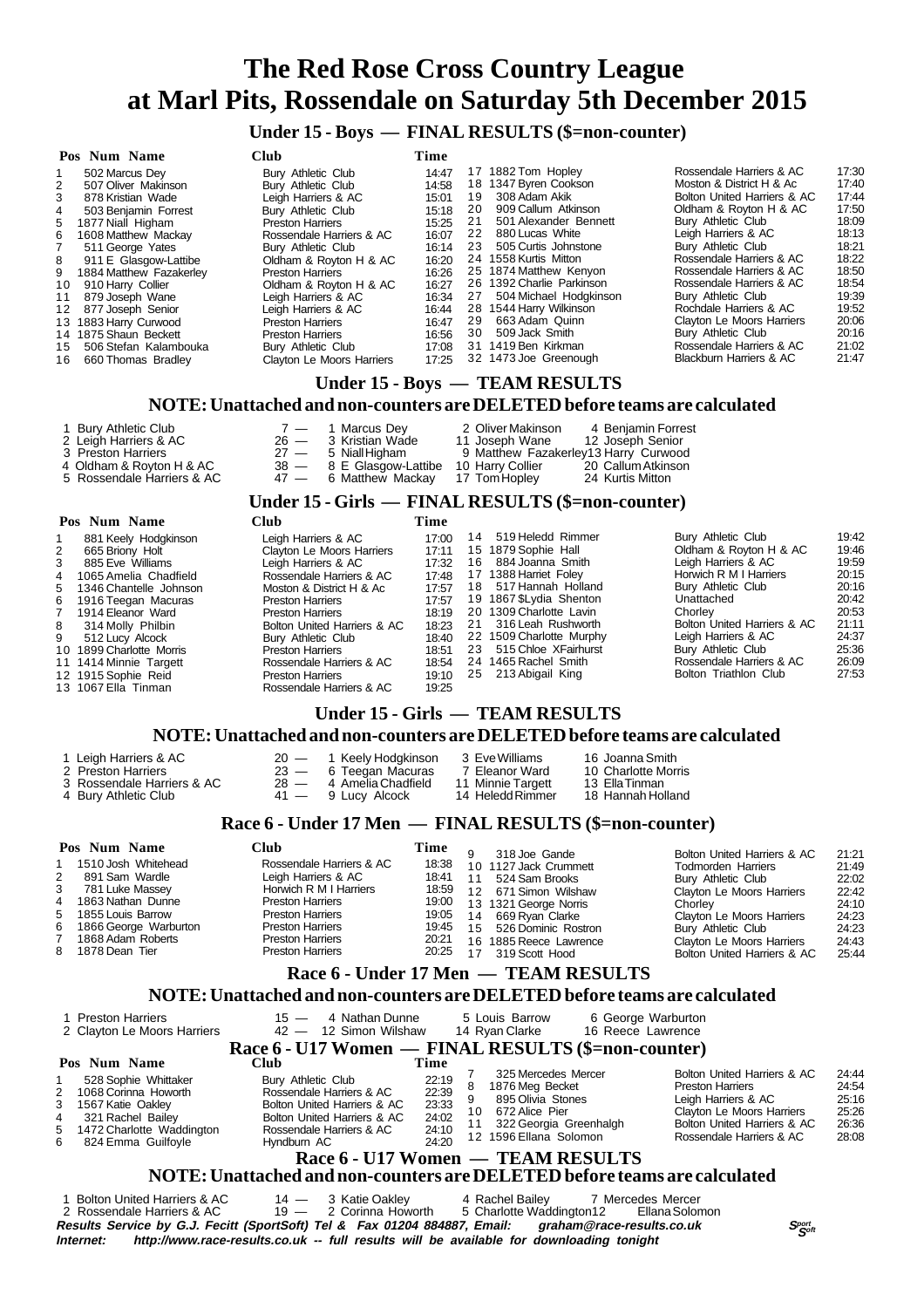# The Red Rose Cross Country League at Marl Pits, Rossendale on Saturday 5th December 2015

## Under 15 - Boys — FINAL RESULTS ($=non-counter)

| Pos | Num | Name | Club | Time |
|---|---|---|---|---|
| 1 | 502 | Marcus Dey | Bury Athletic Club | 14:47 |
| 2 | 507 | Oliver Makinson | Bury Athletic Club | 14:58 |
| 3 | 878 | Kristian Wade | Leigh Harriers & AC | 15:01 |
| 4 | 503 | Benjamin Forrest | Bury Athletic Club | 15:18 |
| 5 | 1877 | Niall Higham | Preston Harriers | 15:25 |
| 6 | 1608 | Matthew Mackay | Rossendale Harriers & AC | 16:07 |
| 7 | 511 | George Yates | Bury Athletic Club | 16:14 |
| 8 | 911 | E Glasgow-Lattibe | Oldham & Royton H & AC | 16:20 |
| 9 | 1884 | Matthew Fazakerley | Preston Harriers | 16:26 |
| 10 | 910 | Harry Collier | Oldham & Royton H & AC | 16:27 |
| 11 | 879 | Joseph Wane | Leigh Harriers & AC | 16:34 |
| 12 | 877 | Joseph Senior | Leigh Harriers & AC | 16:44 |
| 13 | 1883 | Harry Curwood | Preston Harriers | 16:47 |
| 14 | 1875 | Shaun Beckett | Preston Harriers | 16:56 |
| 15 | 506 | Stefan Kalambouka | Bury Athletic Club | 17:08 |
| 16 | 660 | Thomas Bradley | Clayton Le Moors Harriers | 17:25 |
| 17 | 1882 | Tom Hopley | Rossendale Harriers & AC | 17:30 |
| 18 | 1347 | Byren Cookson | Moston & District H & Ac | 17:40 |
| 19 | 308 | Adam Akik | Bolton United Harriers & AC | 17:44 |
| 20 | 909 | Callum Atkinson | Oldham & Royton H & AC | 17:50 |
| 21 | 501 | Alexander Bennett | Bury Athletic Club | 18:09 |
| 22 | 880 | Lucas White | Leigh Harriers & AC | 18:13 |
| 23 | 505 | Curtis Johnstone | Bury Athletic Club | 18:21 |
| 24 | 1558 | Kurtis Mitton | Rossendale Harriers & AC | 18:22 |
| 25 | 1874 | Matthew Kenyon | Rossendale Harriers & AC | 18:50 |
| 26 | 1392 | Charlie Parkinson | Rossendale Harriers & AC | 18:54 |
| 27 | 504 | Michael Hodgkinson | Bury Athletic Club | 19:39 |
| 28 | 1544 | Harry Wilkinson | Rochdale Harriers & AC | 19:52 |
| 29 | 663 | Adam Quinn | Clayton Le Moors Harriers | 20:06 |
| 30 | 509 | Jack Smith | Bury Athletic Club | 20:16 |
| 31 | 1419 | Ben Kirkman | Rossendale Harriers & AC | 21:02 |
| 32 | 1473 | Joe Greenough | Blackburn Harriers & AC | 21:47 |

## Under 15 - Boys — TEAM RESULTS

### NOTE: Unattached and non-counters are DELETED before teams are calculated

| | Team | Points | | | |
|---|---|---|---|---|---|
| 1 | Bury Athletic Club | 7 | 1 Marcus Dey | 2 Oliver Makinson | 4 Benjamin Forrest |
| 2 | Leigh Harriers & AC | 26 | 3 Kristian Wade | 11 Joseph Wane | 12 Joseph Senior |
| 3 | Preston Harriers | 27 | 5 Niall Higham | 9 Matthew Fazakerley | 13 Harry Curwood |
| 4 | Oldham & Royton H & AC | 38 | 8 E Glasgow-Lattibe | 10 Harry Collier | 20 Callum Atkinson |
| 5 | Rossendale Harriers & AC | 47 | 6 Matthew Mackay | 17 Tom Hopley | 24 Kurtis Mitton |

## Under 15 - Girls — FINAL RESULTS ($=non-counter)

| Pos | Num | Name | Club | Time |
|---|---|---|---|---|
| 1 | 881 | Keely Hodgkinson | Leigh Harriers & AC | 17:00 |
| 2 | 665 | Briony Holt | Clayton Le Moors Harriers | 17:11 |
| 3 | 885 | Eve Williams | Leigh Harriers & AC | 17:32 |
| 4 | 1065 | Amelia Chadfield | Rossendale Harriers & AC | 17:48 |
| 5 | 1346 | Chantelle Johnson | Moston & District H & Ac | 17:57 |
| 6 | 1916 | Teegan Macuras | Preston Harriers | 17:57 |
| 7 | 1914 | Eleanor Ward | Preston Harriers | 18:19 |
| 8 | 314 | Molly Philbin | Bolton United Harriers & AC | 18:23 |
| 9 | 512 | Lucy Alcock | Bury Athletic Club | 18:40 |
| 10 | 1899 | Charlotte Morris | Preston Harriers | 18:51 |
| 11 | 1414 | Minnie Targett | Rossendale Harriers & AC | 18:54 |
| 12 | 1915 | Sophie Reid | Preston Harriers | 19:10 |
| 13 | 1067 | Ella Tinman | Rossendale Harriers & AC | 19:25 |
| 14 | 519 | Heledd Rimmer | Bury Athletic Club | 19:42 |
| 15 | 1879 | Sophie Hall | Oldham & Royton H & AC | 19:46 |
| 16 | 884 | Joanna Smith | Leigh Harriers & AC | 19:59 |
| 17 | 1388 | Harriet Foley | Horwich R M I Harriers | 20:15 |
| 18 | 517 | Hannah Holland | Bury Athletic Club | 20:16 |
| 19 | 1867 | $Lydia Shenton | Unattached | 20:42 |
| 20 | 1309 | Charlotte Lavin | Chorley | 20:53 |
| 21 | 316 | Leah Rushworth | Bolton United Harriers & AC | 21:11 |
| 22 | 1509 | Charlotte Murphy | Leigh Harriers & AC | 24:37 |
| 23 | 515 | Chloe XFairhurst | Bury Athletic Club | 25:36 |
| 24 | 1465 | Rachel Smith | Rossendale Harriers & AC | 26:09 |
| 25 | 213 | Abigail King | Bolton Triathlon Club | 27:53 |

## Under 15 - Girls — TEAM RESULTS

### NOTE: Unattached and non-counters are DELETED before teams are calculated

| | Team | Points | | | |
|---|---|---|---|---|---|
| 1 | Leigh Harriers & AC | 20 | 1 Keely Hodgkinson | 3 Eve Williams | 16 Joanna Smith |
| 2 | Preston Harriers | 23 | 6 Teegan Macuras | 7 Eleanor Ward | 10 Charlotte Morris |
| 3 | Rossendale Harriers & AC | 28 | 4 Amelia Chadfield | 11 Minnie Targett | 13 Ella Tinman |
| 4 | Bury Athletic Club | 41 | 9 Lucy Alcock | 14 Heledd Rimmer | 18 Hannah Holland |

## Race 6 - Under 17 Men — FINAL RESULTS ($=non-counter)

| Pos | Num | Name | Club | Time |
|---|---|---|---|---|
| 1 | 1510 | Josh Whitehead | Rossendale Harriers & AC | 18:38 |
| 2 | 891 | Sam Wardle | Leigh Harriers & AC | 18:41 |
| 3 | 781 | Luke Massey | Horwich R M I Harriers | 18:59 |
| 4 | 1863 | Nathan Dunne | Preston Harriers | 19:00 |
| 5 | 1855 | Louis Barrow | Preston Harriers | 19:05 |
| 6 | 1866 | George Warburton | Preston Harriers | 19:45 |
| 7 | 1868 | Adam Roberts | Preston Harriers | 20:21 |
| 8 | 1878 | Dean Tier | Preston Harriers | 20:25 |
| 9 | 318 | Joe Gande | Bolton United Harriers & AC | 21:21 |
| 10 | 1127 | Jack Crummett | Todmorden Harriers | 21:49 |
| 11 | 524 | Sam Brooks | Bury Athletic Club | 22:02 |
| 12 | 671 | Simon Wilshaw | Clayton Le Moors Harriers | 22:42 |
| 13 | 1321 | George Norris | Chorley | 24:10 |
| 14 | 669 | Ryan Clarke | Clayton Le Moors Harriers | 24:23 |
| 15 | 526 | Dominic Rostron | Bury Athletic Club | 24:23 |
| 16 | 1885 | Reece Lawrence | Clayton Le Moors Harriers | 24:43 |
| 17 | 319 | Scott Hood | Bolton United Harriers & AC | 25:44 |

## Race 6 - Under 17 Men — TEAM RESULTS

### NOTE: Unattached and non-counters are DELETED before teams are calculated

| | Team | Points | | | |
|---|---|---|---|---|---|
| 1 | Preston Harriers | 15 | 4 Nathan Dunne | 5 Louis Barrow | 6 George Warburton |
| 2 | Clayton Le Moors Harriers | 42 | 12 Simon Wilshaw | 14 Ryan Clarke | 16 Reece Lawrence |

## Race 6 - U17 Women — FINAL RESULTS ($=non-counter)

| Pos | Num | Name | Club | Time |
|---|---|---|---|---|
| 1 | 528 | Sophie Whittaker | Bury Athletic Club | 22:19 |
| 2 | 1068 | Corinna Howorth | Rossendale Harriers & AC | 22:39 |
| 3 | 1567 | Katie Oakley | Bolton United Harriers & AC | 23:33 |
| 4 | 321 | Rachel Bailey | Bolton United Harriers & AC | 24:02 |
| 5 | 1472 | Charlotte Waddington | Rossendale Harriers & AC | 24:10 |
| 6 | 824 | Emma Guilfoyle | Hyndburn AC | 24:20 |
| 7 | 325 | Mercedes Mercer | Bolton United Harriers & AC | 24:44 |
| 8 | 1876 | Meg Becket | Preston Harriers | 24:54 |
| 9 | 895 | Olivia Stones | Leigh Harriers & AC | 25:16 |
| 10 | 672 | Alice Pier | Clayton Le Moors Harriers | 25:26 |
| 11 | 322 | Georgia Greenhalgh | Bolton United Harriers & AC | 26:36 |
| 12 | 1596 | Ellana Solomon | Rossendale Harriers & AC | 28:08 |

## Race 6 - U17 Women — TEAM RESULTS

### NOTE: Unattached and non-counters are DELETED before teams are calculated

| | Team | Points | | | |
|---|---|---|---|---|---|
| 1 | Bolton United Harriers & AC | 14 | 3 Katie Oakley | 4 Rachel Bailey | 7 Mercedes Mercer |
| 2 | Rossendale Harriers & AC | 19 | 2 Corinna Howorth | 5 Charlotte Waddington | 12 Ellana Solomon |

***Results Service by G.J. Fecitt (SportSoft) Tel & Fax 01204 884887, Email: graham@race-results.co.uk***

***Internet: http://www.race-results.co.uk -- full results will be available for downloading tonight***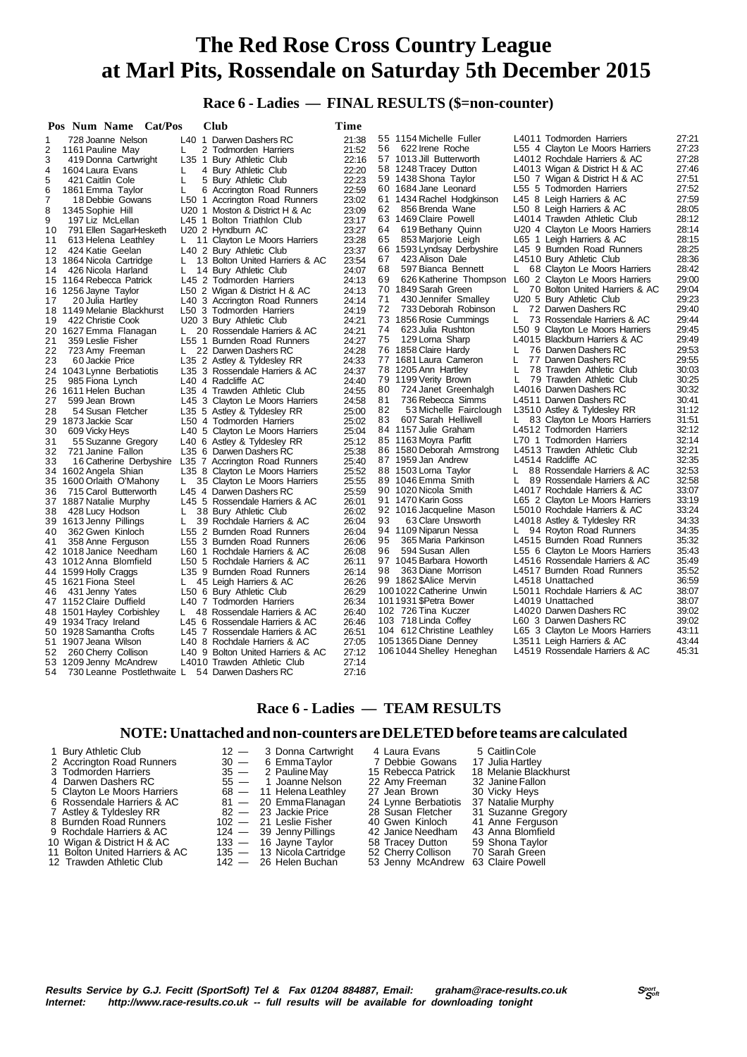# The Red Rose Cross Country League at Marl Pits, Rossendale on Saturday 5th December 2015

## Race 6 - Ladies — FINAL RESULTS ($=non-counter)

| Pos | Num | Name | Cat/Pos | Club | Time |
|---|---|---|---|---|---|
| 1 | 728 | Joanne Nelson | L40 1 | Darwen Dashers RC | 21:38 |
| 2 | 1161 | Pauline May | L 2 | Todmorden Harriers | 21:52 |
| 3 | 419 | Donna Cartwright | L35 1 | Bury Athletic Club | 22:16 |
| 4 | 1604 | Laura Evans | L 4 | Bury Athletic Club | 22:20 |
| 5 | 421 | Caitlin Cole | L 5 | Bury Athletic Club | 22:23 |
| 6 | 1861 | Emma Taylor | L 6 | Accrington Road Runners | 22:59 |
| 7 | 18 | Debbie Gowans | L50 1 | Accrington Road Runners | 23:02 |
| 8 | 1345 | Sophie Hill | U20 1 | Moston & District H & Ac | 23:09 |
| 9 | 197 | Liz McLellan | L45 1 | Bolton Triathlon Club | 23:17 |
| 10 | 791 | Ellen SagarHesketh | U20 2 | Hyndburn AC | 23:27 |
| 11 | 613 | Helena Leathley | L 11 | Clayton Le Moors Harriers | 23:28 |
| 12 | 424 | Katie Geelan | L40 2 | Bury Athletic Club | 23:37 |
| 13 | 1864 | Nicola Cartridge | L 13 | Bolton United Harriers & AC | 23:54 |
| 14 | 426 | Nicola Harland | L 14 | Bury Athletic Club | 24:07 |
| 15 | 1164 | Rebecca Patrick | L45 2 | Todmorden Harriers | 24:13 |
| 16 | 1256 | Jayne Taylor | L50 2 | Wigan & District H & AC | 24:13 |
| 17 | 20 | Julia Hartley | L40 3 | Accrington Road Runners | 24:14 |
| 18 | 1149 | Melanie Blackhurst | L50 3 | Todmorden Harriers | 24:19 |
| 19 | 422 | Christie Cook | U20 3 | Bury Athletic Club | 24:21 |
| 20 | 1627 | Emma Flanagan | L 20 | Rossendale Harriers & AC | 24:21 |
| 21 | 359 | Leslie Fisher | L55 1 | Burnden Road Runners | 24:27 |
| 22 | 723 | Amy Freeman | L 22 | Darwen Dashers RC | 24:28 |
| 23 | 60 | Jackie Price | L35 2 | Astley & Tyldesley RR | 24:33 |
| 24 | 1043 | Lynne Berbatiotis | L35 3 | Rossendale Harriers & AC | 24:37 |
| 25 | 985 | Fiona Lynch | L40 4 | Radcliffe AC | 24:40 |
| 26 | 1611 | Helen Buchan | L35 4 | Trawden Athletic Club | 24:55 |
| 27 | 599 | Jean Brown | L45 3 | Clayton Le Moors Harriers | 24:58 |
| 28 | 54 | Susan Fletcher | L35 5 | Astley & Tyldesley RR | 25:00 |
| 29 | 1873 | Jackie Scar | L50 4 | Todmorden Harriers | 25:02 |
| 30 | 609 | Vicky Heys | L40 5 | Clayton Le Moors Harriers | 25:04 |
| 31 | 55 | Suzanne Gregory | L40 6 | Astley & Tyldesley RR | 25:12 |
| 32 | 721 | Janine Fallon | L35 6 | Darwen Dashers RC | 25:38 |
| 33 | 16 | Catherine Derbyshire | L35 7 | Accrington Road Runners | 25:40 |
| 34 | 1602 | Angela Shian | L35 8 | Clayton Le Moors Harriers | 25:52 |
| 35 | 1600 | Orlaith O'Mahony | L 35 | Clayton Le Moors Harriers | 25:55 |
| 36 | 715 | Carol Butterworth | L45 4 | Darwen Dashers RC | 25:59 |
| 37 | 1887 | Natalie Murphy | L45 5 | Rossendale Harriers & AC | 26:01 |
| 38 | 428 | Lucy Hodson | L 38 | Bury Athletic Club | 26:02 |
| 39 | 1613 | Jenny Pillings | L 39 | Rochdale Harriers & AC | 26:04 |
| 40 | 362 | Gwen Kinloch | L55 2 | Burnden Road Runners | 26:04 |
| 41 | 358 | Anne Ferguson | L55 3 | Burnden Road Runners | 26:06 |
| 42 | 1018 | Janice Needham | L60 1 | Rochdale Harriers & AC | 26:08 |
| 43 | 1012 | Anna Blomfield | L50 5 | Rochdale Harriers & AC | 26:11 |
| 44 | 1599 | Holly Craggs | L35 9 | Burnden Road Runners | 26:14 |
| 45 | 1621 | Fiona Steel | L 45 | Leigh Harriers & AC | 26:26 |
| 46 | 431 | Jenny Yates | L50 6 | Bury Athletic Club | 26:29 |
| 47 | 1152 | Claire Duffield | L40 7 | Todmorden Harriers | 26:34 |
| 48 | 1501 | Hayley Corbishley | L 48 | Rossendale Harriers & AC | 26:40 |
| 49 | 1934 | Tracy Ireland | L45 6 | Rossendale Harriers & AC | 26:46 |
| 50 | 1928 | Samantha Crofts | L45 7 | Rossendale Harriers & AC | 26:51 |
| 51 | 1907 | Jeana Wilson | L40 8 | Rochdale Harriers & AC | 27:05 |
| 52 | 260 | Cherry Collison | L40 9 | Bolton United Harriers & AC | 27:12 |
| 53 | 1209 | Jenny McAndrew | L4010 | Trawden Athletic Club | 27:14 |
| 54 | 730 | Leanne Postlethwaite | L 54 | Darwen Dashers RC | 27:16 |
| 55 | 1154 | Michelle Fuller | L4011 | Todmorden Harriers | 27:21 |
| 56 | 622 | Irene Roche | L55 4 | Clayton Le Moors Harriers | 27:23 |
| 57 | 1013 | Jill Butterworth | L4012 | Rochdale Harriers & AC | 27:28 |
| 58 | 1248 | Tracey Dutton | L4013 | Wigan & District H & AC | 27:46 |
| 59 | 1438 | Shona Taylor | L50 7 | Wigan & District H & AC | 27:51 |
| 60 | 1684 | Jane Leonard | L55 5 | Todmorden Harriers | 27:52 |
| 61 | 1434 | Rachel Hodgkinson | L45 8 | Leigh Harriers & AC | 27:59 |
| 62 | 856 | Brenda Wane | L50 8 | Leigh Harriers & AC | 28:05 |
| 63 | 1469 | Claire Powell | L4014 | Trawden Athletic Club | 28:12 |
| 64 | 619 | Bethany Quinn | U20 4 | Clayton Le Moors Harriers | 28:14 |
| 65 | 853 | Marjorie Leigh | L65 1 | Leigh Harriers & AC | 28:15 |
| 66 | 1593 | Lyndsay Derbyshire | L45 9 | Burnden Road Runners | 28:25 |
| 67 | 423 | Alison Dale | L4510 | Bury Athletic Club | 28:36 |
| 68 | 597 | Bianca Bennett | L 68 | Clayton Le Moors Harriers | 28:42 |
| 69 | 626 | Katherine Thompson | L60 2 | Clayton Le Moors Harriers | 29:00 |
| 70 | 1849 | Sarah Green | L 70 | Bolton United Harriers & AC | 29:04 |
| 71 | 430 | Jennifer Smalley | U20 5 | Bury Athletic Club | 29:23 |
| 72 | 733 | Deborah Robinson | L 72 | Darwen Dashers RC | 29:40 |
| 73 | 1856 | Rosie Cummings | L 73 | Rossendale Harriers & AC | 29:44 |
| 74 | 623 | Julia Rushton | L50 9 | Clayton Le Moors Harriers | 29:45 |
| 75 | 129 | Lorna Sharp | L4015 | Blackburn Harriers & AC | 29:49 |
| 76 | 1858 | Claire Hardy | L 76 | Darwen Dashers RC | 29:53 |
| 77 | 1681 | Laura Cameron | L 77 | Darwen Dashers RC | 29:55 |
| 78 | 1205 | Ann Hartley | L 78 | Trawden Athletic Club | 30:03 |
| 79 | 1199 | Verity Brown | L 79 | Trawden Athletic Club | 30:25 |
| 80 | 724 | Janet Greenhalgh | L4016 | Darwen Dashers RC | 30:32 |
| 81 | 736 | Rebecca Simms | L4511 | Darwen Dashers RC | 30:41 |
| 82 | 53 | Michelle Fairclough | L3510 | Astley & Tyldesley RR | 31:12 |
| 83 | 607 | Sarah Helliwell | L 83 | Clayton Le Moors Harriers | 31:51 |
| 84 | 1157 | Julie Graham | L4512 | Todmorden Harriers | 32:12 |
| 85 | 1163 | Moyra Parfitt | L70 1 | Todmorden Harriers | 32:14 |
| 86 | 1580 | Deborah Armstrong | L4513 | Trawden Athletic Club | 32:21 |
| 87 | 1959 | Jan Andrew | L4514 | Radcliffe AC | 32:35 |
| 88 | 1503 | Lorna Taylor | L 88 | Rossendale Harriers & AC | 32:53 |
| 89 | 1046 | Emma Smith | L 89 | Rossendale Harriers & AC | 32:58 |
| 90 | 1020 | Nicola Smith | L4017 | Rochdale Harriers & AC | 33:07 |
| 91 | 1470 | Karin Goss | L65 2 | Clayton Le Moors Harriers | 33:19 |
| 92 | 1016 | Jacqueline Mason | L5010 | Rochdale Harriers & AC | 33:24 |
| 93 | 63 | Clare Unsworth | L4018 | Astley & Tyldesley RR | 34:33 |
| 94 | 1109 | Niparun Nessa | L 94 | Royton Road Runners | 34:35 |
| 95 | 365 | Maria Parkinson | L4515 | Burnden Road Runners | 35:32 |
| 96 | 594 | Susan Allen | L55 6 | Clayton Le Moors Harriers | 35:43 |
| 97 | 1045 | Barbara Howorth | L4516 | Rossendale Harriers & AC | 35:49 |
| 98 | 363 | Diane Morrison | L4517 | Burnden Road Runners | 35:52 |
| 99 | 1862 | $Alice Mervin | L4518 | Unattached | 36:59 |
| 100 | 1022 | Catherine Unwin | L5011 | Rochdale Harriers & AC | 38:07 |
| 101 | 1931 | $Petra Bower | L4019 | Unattached | 38:07 |
| 102 | 726 | Tina Kuczer | L4020 | Darwen Dashers RC | 39:02 |
| 103 | 718 | Linda Coffey | L60 3 | Darwen Dashers RC | 39:02 |
| 104 | 612 | Christine Leathley | L65 3 | Clayton Le Moors Harriers | 43:11 |
| 105 | 1365 | Diane Denney | L3511 | Leigh Harriers & AC | 43:44 |
| 106 | 1044 | Shelley Heneghan | L4519 | Rossendale Harriers & AC | 45:31 |

## Race 6 - Ladies — TEAM RESULTS

### NOTE: Unattached and non-counters are DELETED before teams are calculated

| Pos | Club | Points | Runner 1 | Runner 2 | Runner 3 |
|---|---|---|---|---|---|
| 1 | Bury Athletic Club | 12 | 3 Donna Cartwright | 4 Laura Evans | 5 Caitlin Cole |
| 2 | Accrington Road Runners | 30 | 6 Emma Taylor | 7 Debbie Gowans | 17 Julia Hartley |
| 3 | Todmorden Harriers | 35 | 2 Pauline May | 15 Rebecca Patrick | 18 Melanie Blackhurst |
| 4 | Darwen Dashers RC | 55 | 1 Joanne Nelson | 22 Amy Freeman | 32 Janine Fallon |
| 5 | Clayton Le Moors Harriers | 68 | 11 Helena Leathley | 27 Jean Brown | 30 Vicky Heys |
| 6 | Rossendale Harriers & AC | 81 | 20 Emma Flanagan | 24 Lynne Berbatiotis | 37 Natalie Murphy |
| 7 | Astley & Tyldesley RR | 82 | 23 Jackie Price | 28 Susan Fletcher | 31 Suzanne Gregory |
| 8 | Burnden Road Runners | 102 | 21 Leslie Fisher | 40 Gwen Kinloch | 41 Anne Ferguson |
| 9 | Rochdale Harriers & AC | 124 | 39 Jenny Pillings | 42 Janice Needham | 43 Anna Blomfield |
| 10 | Wigan & District H & AC | 133 | 16 Jayne Taylor | 58 Tracey Dutton | 59 Shona Taylor |
| 11 | Bolton United Harriers & AC | 135 | 13 Nicola Cartridge | 52 Cherry Collison | 70 Sarah Green |
| 12 | Trawden Athletic Club | 142 | 26 Helen Buchan | 53 Jenny McAndrew | 63 Claire Powell |

***Results Service by G.J. Fecitt (SportSoft) Tel & Fax 01204 884887, Email: graham@race-results.co.uk***
***Internet: http://www.race-results.co.uk -- full results will be available for downloading tonight***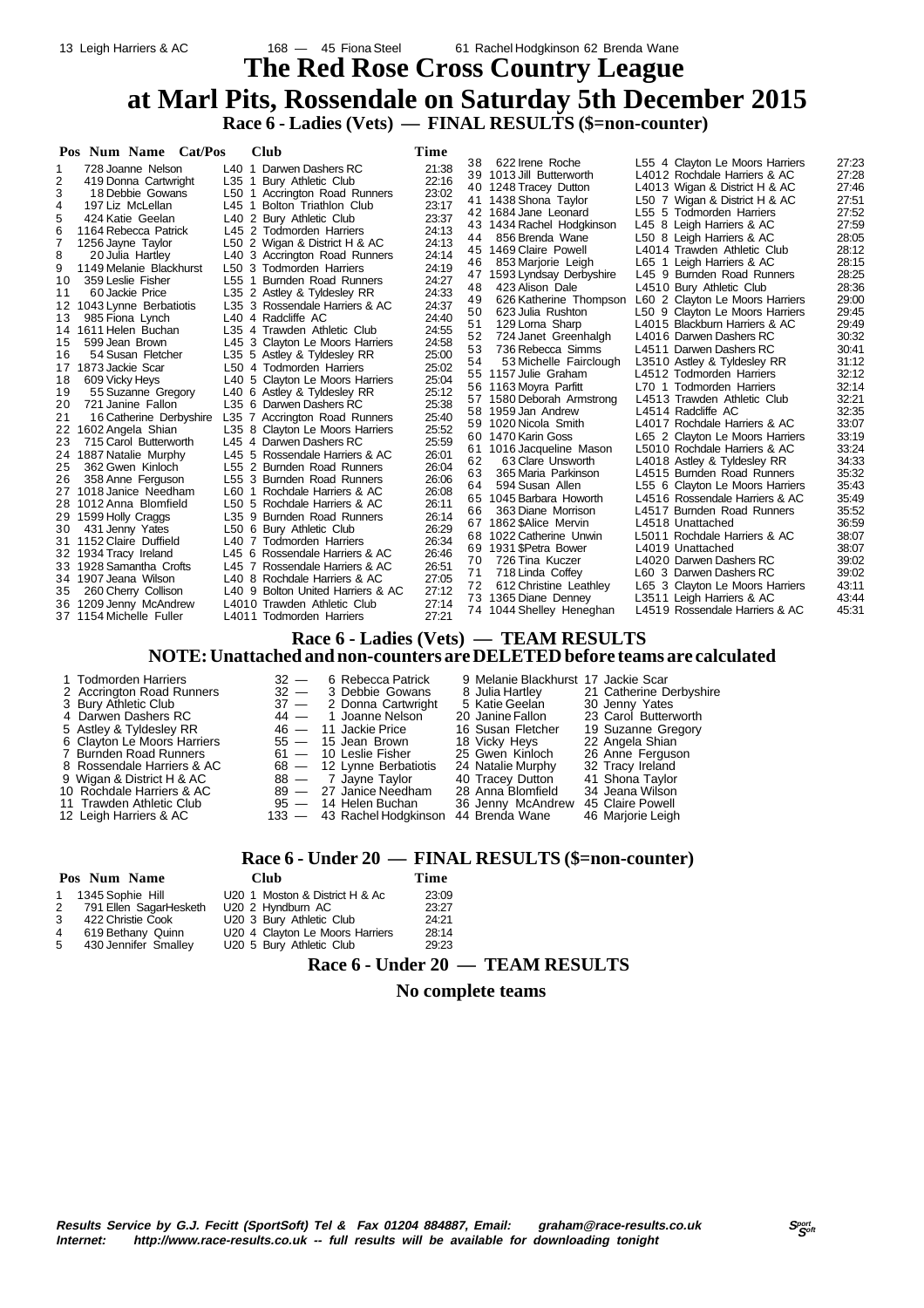13 Leigh Harriers & AC 168 — 45 Fiona Steel 61 Rachel Hodgkinson 62 Brenda Wane

# The Red Rose Cross Country League
# at Marl Pits, Rossendale on Saturday 5th December 2015

## Race 6 - Ladies (Vets) — FINAL RESULTS ($=non-counter)

| Pos | Num | Name | Cat/Pos | Club | Time |
|---|---|---|---|---|---|
| 1 | 728 | Joanne Nelson | L40 1 | Darwen Dashers RC | 21:38 |
| 2 | 419 | Donna Cartwright | L35 1 | Bury Athletic Club | 22:16 |
| 3 | 18 | Debbie Gowans | L50 1 | Accrington Road Runners | 23:02 |
| 4 | 197 | Liz McLellan | L45 1 | Bolton Triathlon Club | 23:17 |
| 5 | 424 | Katie Geelan | L40 2 | Bury Athletic Club | 23:37 |
| 6 | 1164 | Rebecca Patrick | L45 2 | Todmorden Harriers | 24:13 |
| 7 | 1256 | Jayne Taylor | L50 2 | Wigan & District H & AC | 24:13 |
| 8 | 20 | Julia Hartley | L40 3 | Accrington Road Runners | 24:14 |
| 9 | 1149 | Melanie Blackhurst | L50 3 | Todmorden Harriers | 24:19 |
| 10 | 359 | Leslie Fisher | L55 1 | Burnden Road Runners | 24:27 |
| 11 | 60 | Jackie Price | L35 2 | Astley & Tyldesley RR | 24:33 |
| 12 | 1043 | Lynne Berbatiotis | L35 3 | Rossendale Harriers & AC | 24:37 |
| 13 | 985 | Fiona Lynch | L40 4 | Radcliffe AC | 24:40 |
| 14 | 1611 | Helen Buchan | L35 4 | Trawden Athletic Club | 24:55 |
| 15 | 599 | Jean Brown | L45 3 | Clayton Le Moors Harriers | 24:58 |
| 16 | 54 | Susan Fletcher | L35 5 | Astley & Tyldesley RR | 25:00 |
| 17 | 1873 | Jackie Scar | L50 4 | Todmorden Harriers | 25:02 |
| 18 | 609 | Vicky Heys | L40 5 | Clayton Le Moors Harriers | 25:04 |
| 19 | 55 | Suzanne Gregory | L40 6 | Astley & Tyldesley RR | 25:12 |
| 20 | 721 | Janine Fallon | L35 6 | Darwen Dashers RC | 25:38 |
| 21 | 16 | Catherine Derbyshire | L35 7 | Accrington Road Runners | 25:40 |
| 22 | 1602 | Angela Shian | L35 8 | Clayton Le Moors Harriers | 25:52 |
| 23 | 715 | Carol Butterworth | L45 4 | Darwen Dashers RC | 25:59 |
| 24 | 1887 | Natalie Murphy | L45 5 | Rossendale Harriers & AC | 26:01 |
| 25 | 362 | Gwen Kinloch | L55 2 | Burnden Road Runners | 26:04 |
| 26 | 358 | Anne Ferguson | L55 3 | Burnden Road Runners | 26:06 |
| 27 | 1018 | Janice Needham | L60 1 | Rochdale Harriers & AC | 26:08 |
| 28 | 1012 | Anna Blomfield | L50 5 | Rochdale Harriers & AC | 26:11 |
| 29 | 1599 | Holly Craggs | L35 9 | Burnden Road Runners | 26:14 |
| 30 | 431 | Jenny Yates | L50 6 | Bury Athletic Club | 26:29 |
| 31 | 1152 | Claire Duffield | L40 7 | Todmorden Harriers | 26:34 |
| 32 | 1934 | Tracy Ireland | L45 6 | Rossendale Harriers & AC | 26:46 |
| 33 | 1928 | Samantha Crofts | L45 7 | Rossendale Harriers & AC | 26:51 |
| 34 | 1907 | Jeana Wilson | L40 8 | Rochdale Harriers & AC | 27:05 |
| 35 | 260 | Cherry Collison | L40 9 | Bolton United Harriers & AC | 27:12 |
| 36 | 1209 | Jenny McAndrew | L4010 | Trawden Athletic Club | 27:14 |
| 37 | 1154 | Michelle Fuller | L4011 | Todmorden Harriers | 27:21 |
| 38 | 622 | Irene Roche | L55 4 | Clayton Le Moors Harriers | 27:23 |
| 39 | 1013 | Jill Butterworth | L4012 | Rochdale Harriers & AC | 27:28 |
| 40 | 1248 | Tracey Dutton | L4013 | Wigan & District H & AC | 27:46 |
| 41 | 1438 | Shona Taylor | L50 7 | Wigan & District H & AC | 27:51 |
| 42 | 1684 | Jane Leonard | L55 5 | Todmorden Harriers | 27:52 |
| 43 | 1434 | Rachel Hodgkinson | L45 8 | Leigh Harriers & AC | 27:59 |
| 44 | 856 | Brenda Wane | L50 8 | Leigh Harriers & AC | 28:05 |
| 45 | 1469 | Claire Powell | L4014 | Trawden Athletic Club | 28:12 |
| 46 | 853 | Marjorie Leigh | L65 1 | Leigh Harriers & AC | 28:15 |
| 47 | 1593 | Lyndsay Derbyshire | L45 9 | Burnden Road Runners | 28:25 |
| 48 | 423 | Alison Dale | L4510 | Bury Athletic Club | 28:36 |
| 49 | 626 | Katherine Thompson | L60 2 | Clayton Le Moors Harriers | 29:00 |
| 50 | 623 | Julia Rushton | L50 9 | Clayton Le Moors Harriers | 29:45 |
| 51 | 129 | Lorna Sharp | L4015 | Blackburn Harriers & AC | 29:49 |
| 52 | 724 | Janet Greenhalgh | L4016 | Darwen Dashers RC | 30:32 |
| 53 | 736 | Rebecca Simms | L4511 | Darwen Dashers RC | 30:41 |
| 54 | 53 | Michelle Fairclough | L3510 | Astley & Tyldesley RR | 31:12 |
| 55 | 1157 | Julie Graham | L4512 | Todmorden Harriers | 32:12 |
| 56 | 1163 | Moyra Parfitt | L70 1 | Todmorden Harriers | 32:14 |
| 57 | 1580 | Deborah Armstrong | L4513 | Trawden Athletic Club | 32:21 |
| 58 | 1959 | Jan Andrew | L4514 | Radcliffe AC | 32:35 |
| 59 | 1020 | Nicola Smith | L4017 | Rochdale Harriers & AC | 33:07 |
| 60 | 1470 | Karin Goss | L65 2 | Clayton Le Moors Harriers | 33:19 |
| 61 | 1016 | Jacqueline Mason | L5010 | Rochdale Harriers & AC | 33:24 |
| 62 | 63 | Clare Unsworth | L4018 | Astley & Tyldesley RR | 34:33 |
| 63 | 365 | Maria Parkinson | L4515 | Burnden Road Runners | 35:32 |
| 64 | 594 | Susan Allen | L55 6 | Clayton Le Moors Harriers | 35:43 |
| 65 | 1045 | Barbara Howorth | L4516 | Rossendale Harriers & AC | 35:49 |
| 66 | 363 | Diane Morrison | L4517 | Burnden Road Runners | 35:52 |
| 67 | 1862 | $Alice Mervin | L4518 | Unattached | 36:59 |
| 68 | 1022 | Catherine Unwin | L5011 | Rochdale Harriers & AC | 38:07 |
| 69 | 1931 | $Petra Bower | L4019 | Unattached | 38:07 |
| 70 | 726 | Tina Kuczer | L4020 | Darwen Dashers RC | 39:02 |
| 71 | 718 | Linda Coffey | L60 3 | Darwen Dashers RC | 39:02 |
| 72 | 612 | Christine Leathley | L65 3 | Clayton Le Moors Harriers | 43:11 |
| 73 | 1365 | Diane Denney | L3511 | Leigh Harriers & AC | 43:44 |
| 74 | 1044 | Shelley Heneghan | L4519 | Rossendale Harriers & AC | 45:31 |

## Race 6 - Ladies (Vets) — TEAM RESULTS

**NOTE: Unattached and non-counters are DELETED before teams are calculated**

| Pos | Club | Points | 1st | 2nd | 3rd |
|---|---|---|---|---|---|
| 1 | Todmorden Harriers | 32 | 6 Rebecca Patrick | 9 Melanie Blackhurst | 17 Jackie Scar |
| 2 | Accrington Road Runners | 32 | 3 Debbie Gowans | 8 Julia Hartley | 21 Catherine Derbyshire |
| 3 | Bury Athletic Club | 37 | 2 Donna Cartwright | 5 Katie Geelan | 30 Jenny Yates |
| 4 | Darwen Dashers RC | 44 | 1 Joanne Nelson | 20 Janine Fallon | 23 Carol Butterworth |
| 5 | Astley & Tyldesley RR | 46 | 11 Jackie Price | 16 Susan Fletcher | 19 Suzanne Gregory |
| 6 | Clayton Le Moors Harriers | 55 | 15 Jean Brown | 18 Vicky Heys | 22 Angela Shian |
| 7 | Burnden Road Runners | 61 | 10 Leslie Fisher | 25 Gwen Kinloch | 26 Anne Ferguson |
| 8 | Rossendale Harriers & AC | 68 | 12 Lynne Berbatiotis | 24 Natalie Murphy | 32 Tracy Ireland |
| 9 | Wigan & District H & AC | 88 | 7 Jayne Taylor | 40 Tracey Dutton | 41 Shona Taylor |
| 10 | Rochdale Harriers & AC | 89 | 27 Janice Needham | 28 Anna Blomfield | 34 Jeana Wilson |
| 11 | Trawden Athletic Club | 95 | 14 Helen Buchan | 36 Jenny McAndrew | 45 Claire Powell |
| 12 | Leigh Harriers & AC | 133 | 43 Rachel Hodgkinson | 44 Brenda Wane | 46 Marjorie Leigh |

## Race 6 - Under 20 — FINAL RESULTS ($=non-counter)

| Pos | Num | Name | Cat/Pos | Club | Time |
|---|---|---|---|---|---|
| 1 | 1345 | Sophie Hill | U20 1 | Moston & District H & Ac | 23:09 |
| 2 | 791 | Ellen SagarHesketh | U20 2 | Hyndburn AC | 23:27 |
| 3 | 422 | Christie Cook | U20 3 | Bury Athletic Club | 24:21 |
| 4 | 619 | Bethany Quinn | U20 4 | Clayton Le Moors Harriers | 28:14 |
| 5 | 430 | Jennifer Smalley | U20 5 | Bury Athletic Club | 29:23 |

## Race 6 - Under 20 — TEAM RESULTS

**No complete teams**

**Results Service by G.J. Fecitt (SportSoft) Tel & Fax 01204 884887, Email: graham@race-results.co.uk**
**Internet: http://www.race-results.co.uk -- full results will be available for downloading tonight**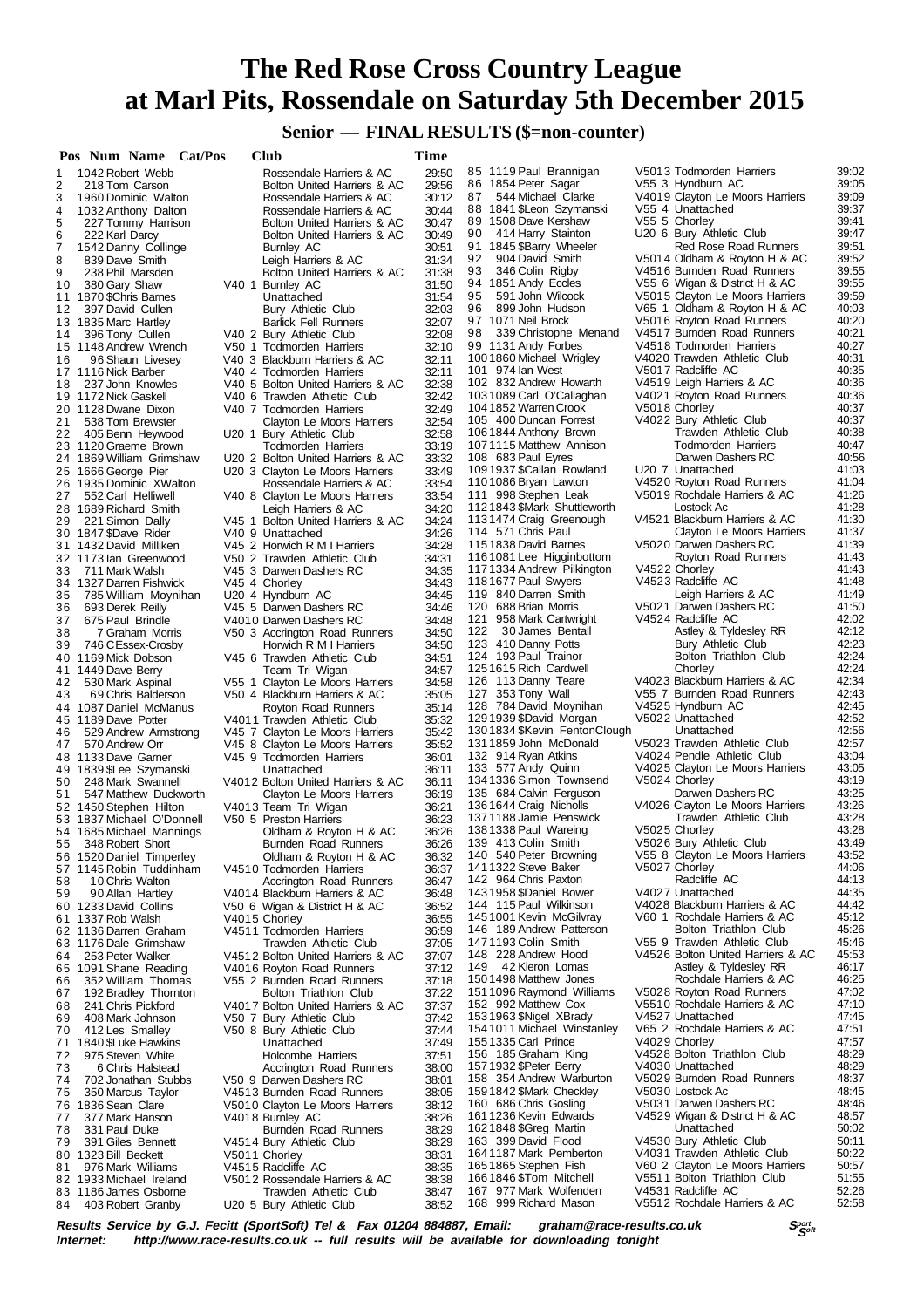# The Red Rose Cross Country League at Marl Pits, Rossendale on Saturday 5th December 2015

## Senior — FINAL RESULTS ($=non-counter)

| Pos | Num | Name | Cat/Pos | Club | Time |
|---|---|---|---|---|---|
| 1 | 1042 | Robert Webb | | Rossendale Harriers & AC | 29:50 |
| 2 | 218 | Tom Carson | | Bolton United Harriers & AC | 29:56 |
| 3 | 1960 | Dominic Walton | | Rossendale Harriers & AC | 30:12 |
| 4 | 1032 | Anthony Dalton | | Rossendale Harriers & AC | 30:44 |
| 5 | 227 | Tommy Harrison | | Bolton United Harriers & AC | 30:47 |
| 6 | 222 | Karl Darcy | | Bolton United Harriers & AC | 30:49 |
| 7 | 1542 | Danny Collinge | | Burnley AC | 30:51 |
| 8 | 839 | Dave Smith | | Leigh Harriers & AC | 31:34 |
| 9 | 238 | Phil Marsden | | Bolton United Harriers & AC | 31:38 |
| 10 | 380 | Gary Shaw | V40 1 | Burnley AC | 31:50 |
| 11 | 1870 | $Chris Barnes | | Unattached | 31:54 |
| 12 | 397 | David Cullen | | Bury Athletic Club | 32:03 |
| 13 | 1835 | Marc Hartley | | Barlick Fell Runners | 32:07 |
| 14 | 396 | Tony Cullen | V40 2 | Bury Athletic Club | 32:08 |
| 15 | 1148 | Andrew Wrench | V50 1 | Todmorden Harriers | 32:10 |
| 16 | 96 | Shaun Livesey | V40 3 | Blackburn Harriers & AC | 32:11 |
| 17 | 1116 | Nick Barber | V40 4 | Todmorden Harriers | 32:11 |
| 18 | 237 | John Knowles | V40 5 | Bolton United Harriers & AC | 32:38 |
| 19 | 1172 | Nick Gaskell | V40 6 | Trawden Athletic Club | 32:42 |
| 20 | 1128 | Dwane Dixon | V40 7 | Todmorden Harriers | 32:49 |
| 21 | 538 | Tom Brewster | | Clayton Le Moors Harriers | 32:54 |
| 22 | 405 | Benn Heywood | U20 1 | Bury Athletic Club | 32:58 |
| 23 | 1120 | Graeme Brown | | Todmorden Harriers | 33:19 |
| 24 | 1869 | William Grimshaw | U20 2 | Bolton United Harriers & AC | 33:32 |
| 25 | 1666 | George Pier | U20 3 | Clayton Le Moors Harriers | 33:49 |
| 26 | 1935 | Dominic XWalton | | Rossendale Harriers & AC | 33:54 |
| 27 | 552 | Carl Helliwell | V40 8 | Clayton Le Moors Harriers | 33:54 |
| 28 | 1689 | Richard Smith | | Leigh Harriers & AC | 34:20 |
| 29 | 221 | Simon Dally | V45 1 | Bolton United Harriers & AC | 34:24 |
| 30 | 1847 | $Dave Rider | V40 9 | Unattached | 34:26 |
| 31 | 1432 | David Milliken | V45 2 | Horwich R M I Harriers | 34:28 |
| 32 | 1173 | Ian Greenwood | V50 2 | Trawden Athletic Club | 34:31 |
| 33 | 711 | Mark Walsh | V45 3 | Darwen Dashers RC | 34:35 |
| 34 | 1327 | Darren Fishwick | V45 4 | Chorley | 34:43 |
| 35 | 785 | William Moynihan | U20 4 | Hyndburn AC | 34:45 |
| 36 | 693 | Derek Reilly | V45 5 | Darwen Dashers RC | 34:46 |
| 37 | 675 | Paul Brindle | V4010 | Darwen Dashers RC | 34:48 |
| 38 | 7 | Graham Morris | V50 3 | Accrington Road Runners | 34:50 |
| 39 | 746 | C Essex-Crosby | | Horwich R M I Harriers | 34:50 |
| 40 | 1169 | Mick Dobson | V45 6 | Trawden Athletic Club | 34:51 |
| 41 | 1449 | Dave Berry | | Team Tri Wigan | 34:57 |
| 42 | 530 | Mark Aspinal | V55 1 | Clayton Le Moors Harriers | 34:58 |
| 43 | 69 | Chris Balderson | V50 4 | Blackburn Harriers & AC | 35:05 |
| 44 | 1087 | Daniel McManus | | Royton Road Runners | 35:14 |
| 45 | 1189 | Dave Potter | V4011 | Trawden Athletic Club | 35:32 |
| 46 | 529 | Andrew Armstrong | V45 7 | Clayton Le Moors Harriers | 35:42 |
| 47 | 570 | Andrew Orr | V45 8 | Clayton Le Moors Harriers | 35:52 |
| 48 | 1133 | Dave Garner | V45 9 | Todmorden Harriers | 36:01 |
| 49 | 1839 | $Lee Szymanski | | Unattached | 36:11 |
| 50 | 248 | Mark Swannell | V4012 | Bolton United Harriers & AC | 36:11 |
| 51 | 547 | Matthew Duckworth | | Clayton Le Moors Harriers | 36:19 |
| 52 | 1450 | Stephen Hilton | V4013 | Team Tri Wigan | 36:21 |
| 53 | 1837 | Michael O'Donnell | V50 5 | Preston Harriers | 36:23 |
| 54 | 1685 | Michael Mannings | | Oldham & Royton H & AC | 36:26 |
| 55 | 348 | Robert Short | | Burnden Road Runners | 36:26 |
| 56 | 1520 | Daniel Timperley | | Oldham & Royton H & AC | 36:32 |
| 57 | 1145 | Robin Tuddinham | V4510 | Todmorden Harriers | 36:37 |
| 58 | 10 | Chris Walton | | Accrington Road Runners | 36:47 |
| 59 | 90 | Allan Hartley | V4014 | Blackburn Harriers & AC | 36:48 |
| 60 | 1233 | David Collins | V50 6 | Wigan & District H & AC | 36:52 |
| 61 | 1337 | Rob Walsh | V4015 | Chorley | 36:55 |
| 62 | 1136 | Darren Graham | V4511 | Todmorden Harriers | 36:59 |
| 63 | 1176 | Dale Grimshaw | | Trawden Athletic Club | 37:05 |
| 64 | 253 | Peter Walker | V4512 | Bolton United Harriers & AC | 37:07 |
| 65 | 1091 | Shane Reading | V4016 | Royton Road Runners | 37:12 |
| 66 | 352 | William Thomas | V55 2 | Burnden Road Runners | 37:18 |
| 67 | 192 | Bradley Thornton | | Bolton Triathlon Club | 37:22 |
| 68 | 241 | Chris Pickford | V4017 | Bolton United Harriers & AC | 37:37 |
| 69 | 408 | Mark Johnson | V50 7 | Bury Athletic Club | 37:42 |
| 70 | 412 | Les Smalley | V50 8 | Bury Athletic Club | 37:44 |
| 71 | 1840 | $Luke Hawkins | | Unattached | 37:49 |
| 72 | 975 | Steven White | | Holcombe Harriers | 37:51 |
| 73 | 6 | Chris Halstead | | Accrington Road Runners | 38:00 |
| 74 | 702 | Jonathan Stubbs | V50 9 | Darwen Dashers RC | 38:01 |
| 75 | 350 | Marcus Taylor | V4513 | Burnden Road Runners | 38:05 |
| 76 | 1836 | Sean Clare | V5010 | Clayton Le Moors Harriers | 38:12 |
| 77 | 377 | Mark Hanson | V4018 | Burnley AC | 38:26 |
| 78 | 331 | Paul Duke | | Burnden Road Runners | 38:29 |
| 79 | 391 | Giles Bennett | V4514 | Bury Athletic Club | 38:29 |
| 80 | 1323 | Bill Beckett | V5011 | Chorley | 38:31 |
| 81 | 976 | Mark Williams | V4515 | Radcliffe AC | 38:35 |
| 82 | 1933 | Michael Ireland | V5012 | Rossendale Harriers & AC | 38:38 |
| 83 | 1186 | James Osborne | | Trawden Athletic Club | 38:47 |
| 84 | 403 | Robert Granby | U20 5 | Bury Athletic Club | 38:52 |
| 85 | 1119 | Paul Brannigan | V5013 | Todmorden Harriers | 39:02 |
| 86 | 1854 | Peter Sagar | V55 3 | Hyndburn AC | 39:05 |
| 87 | 544 | Michael Clarke | V4019 | Clayton Le Moors Harriers | 39:09 |
| 88 | 1841 | $Leon Szymanski | V55 4 | Unattached | 39:37 |
| 89 | 1508 | Dave Kershaw | V55 5 | Chorley | 39:41 |
| 90 | 414 | Harry Stainton | U20 6 | Bury Athletic Club | 39:47 |
| 91 | 1845 | $Barry Wheeler | | Red Rose Road Runners | 39:51 |
| 92 | 904 | David Smith | V5014 | Oldham & Royton H & AC | 39:52 |
| 93 | 346 | Colin Rigby | V4516 | Burnden Road Runners | 39:55 |
| 94 | 1851 | Andy Eccles | V55 6 | Wigan & District H & AC | 39:55 |
| 95 | 1851 | John Wilcock | V5015 | Clayton Le Moors Harriers | 39:59 |
| 96 | 899 | John Hudson | V65 1 | Oldham & Royton H & AC | 40:03 |
| 97 | 1071 | Neil Brock | V5016 | Royton Road Runners | 40:20 |
| 98 | 339 | Christophe Menand | V4517 | Burnden Road Runners | 40:21 |
| 99 | 1131 | Andy Forbes | V4518 | Todmorden Harriers | 40:27 |
| 100 | 1860 | Michael Wrigley | V4020 | Trawden Athletic Club | 40:31 |
| 101 | 974 | Ian West | V5017 | Radcliffe AC | 40:35 |
| 102 | 832 | Andrew Howarth | V4519 | Leigh Harriers & AC | 40:36 |
| 103 | 1089 | Carl O'Callaghan | V4021 | Royton Road Runners | 40:36 |
| 104 | 1852 | Warren Crook | V5018 | Chorley | 40:37 |
| 105 | 400 | Duncan Forrest | V4022 | Bury Athletic Club | 40:37 |
| 106 | 1844 | Anthony Brown | | Trawden Athletic Club | 40:38 |
| 107 | 1115 | Matthew Annison | | Todmorden Harriers | 40:47 |
| 108 | 683 | Paul Eyres | | Darwen Dashers RC | 40:56 |
| 109 | 1937 | $Callan Rowland | U20 7 | Unattached | 41:03 |
| 110 | 1086 | Bryan Lawton | V4520 | Royton Road Runners | 41:04 |
| 111 | 998 | Stephen Leak | V5019 | Rochdale Harriers & AC | 41:26 |
| 112 | 1843 | $Mark Shuttleworth | | Lostock Ac | 41:28 |
| 113 | 1474 | Craig Greenough | V4521 | Blackburn Harriers & AC | 41:30 |
| 114 | 571 | Chris Paul | | Clayton Le Moors Harriers | 41:37 |
| 115 | 1838 | David Barnes | V5020 | Darwen Dashers RC | 41:39 |
| 116 | 1081 | Lee Higginbottom | | Royton Road Runners | 41:43 |
| 117 | 1334 | Andrew Pilkington | V4522 | Chorley | 41:43 |
| 118 | 1677 | Paul Swyers | V4523 | Radcliffe AC | 41:48 |
| 119 | 840 | Darren Smith | | Leigh Harriers & AC | 41:49 |
| 120 | 688 | Brian Morris | V5021 | Darwen Dashers RC | 41:50 |
| 121 | 958 | Mark Cartwright | V4524 | Radcliffe AC | 42:02 |
| 122 | 30 | James Bentall | | Astley & Tyldesley RR | 42:12 |
| 123 | 410 | Danny Potts | | Bury Athletic Club | 42:23 |
| 124 | 193 | Paul Trainor | | Bolton Triathlon Club | 42:24 |
| 125 | 1615 | Rich Cardwell | | Chorley | 42:24 |
| 126 | 113 | Danny Teare | V4023 | Blackburn Harriers & AC | 42:34 |
| 127 | 353 | Tony Wall | V55 7 | Burnden Road Runners | 42:43 |
| 128 | 784 | David Moynihan | V4525 | Hyndburn AC | 42:45 |
| 129 | 1939 | $David Morgan | V5022 | Unattached | 42:52 |
| 130 | 1834 | $Kevin FentonClough | | Unattached | 42:56 |
| 131 | 1859 | John McDonald | V5023 | Trawden Athletic Club | 42:57 |
| 132 | 914 | Ryan Atkins | V4024 | Pendle Athletic Club | 43:04 |
| 133 | 577 | Andy Quinn | V4025 | Clayton Le Moors Harriers | 43:05 |
| 134 | 1336 | Simon Townsend | V5024 | Chorley | 43:19 |
| 135 | 684 | Calvin Ferguson | | Darwen Dashers RC | 43:25 |
| 136 | 1644 | Craig Nicholls | V4026 | Clayton Le Moors Harriers | 43:26 |
| 137 | 1188 | Jamie Penswick | | Trawden Athletic Club | 43:28 |
| 138 | 1338 | Paul Wareing | V5025 | Chorley | 43:28 |
| 139 | 413 | Colin Smith | V5026 | Bury Athletic Club | 43:49 |
| 140 | 540 | Peter Browning | V55 8 | Clayton Le Moors Harriers | 43:52 |
| 141 | 1322 | Steve Baker | V5027 | Chorley | 44:06 |
| 142 | 964 | Chris Paxton | | Radcliffe AC | 44:13 |
| 143 | 1958 | $Daniel Bower | V4027 | Unattached | 44:35 |
| 144 | 115 | Paul Wilkinson | V4028 | Blackburn Harriers & AC | 44:42 |
| 145 | 1001 | Kevin McGilvray | V60 1 | Rochdale Harriers & AC | 45:12 |
| 146 | 189 | Andrew Patterson | | Bolton Triathlon Club | 45:26 |
| 147 | 1193 | Colin Smith | V55 9 | Trawden Athletic Club | 45:46 |
| 148 | 228 | Andrew Hood | V4526 | Bolton United Harriers & AC | 45:53 |
| 149 | 42 | Kieron Lomas | | Astley & Tyldesley RR | 46:17 |
| 150 | 1498 | Matthew Jones | | Rochdale Harriers & AC | 46:25 |
| 151 | 1096 | Raymond Williams | V5028 | Royton Road Runners | 47:02 |
| 152 | 992 | Matthew Cox | V5510 | Rochdale Harriers & AC | 47:10 |
| 153 | 1963 | $Nigel XBrady | V4527 | Unattached | 47:45 |
| 154 | 1011 | Michael Winstanley | V65 2 | Rochdale Harriers & AC | 47:51 |
| 155 | 1335 | Carl Prince | V4029 | Chorley | 47:57 |
| 156 | 185 | Graham King | V4528 | Bolton Triathlon Club | 48:29 |
| 157 | 1932 | $Peter Berry | V4030 | Unattached | 48:29 |
| 158 | 354 | Andrew Warburton | V5029 | Burnden Road Runners | 48:37 |
| 159 | 1842 | $Mark Checkley | V5030 | Lostock Ac | 48:45 |
| 160 | 686 | Chris Gosling | V5031 | Darwen Dashers RC | 48:46 |
| 161 | 1236 | Kevin Edwards | V4529 | Wigan & District H & AC | 48:57 |
| 162 | 1848 | $Greg Martin | | Unattached | 50:02 |
| 163 | 399 | David Flood | V4530 | Bury Athletic Club | 50:11 |
| 164 | 1187 | Mark Pemberton | V4031 | Trawden Athletic Club | 50:22 |
| 165 | 1865 | Stephen Fish | V60 2 | Clayton Le Moors Harriers | 50:57 |
| 166 | 1846 | $Tom Mitchell | V5511 | Bolton Triathlon Club | 51:55 |
| 167 | 977 | Mark Wolfenden | V4531 | Radcliffe AC | 52:26 |
| 168 | 999 | Richard Mason | V5512 | Rochdale Harriers & AC | 52:58 |

**Results Service by G.J. Fecitt (SportSoft) Tel & Fax 01204 884887, Email: graham@race-results.co.uk**
**Internet: http://www.race-results.co.uk -- full results will be available for downloading tonight**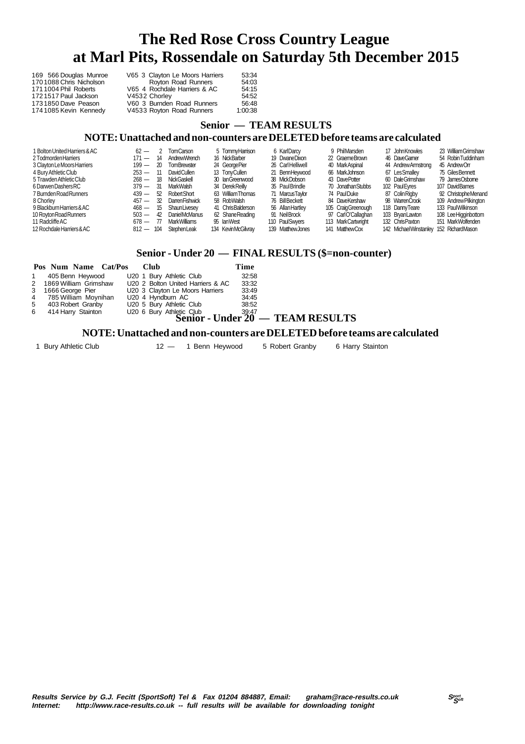# The Red Rose Cross Country League
# at Marl Pits, Rossendale on Saturday 5th December 2015

| Pos | Num | Name | Cat/Pos | Club | Time |
|---|---|---|---|---|---|
| 169 | 566 | Douglas Munroe | V65 3 | Clayton Le Moors Harriers | 53:34 |
| 170 | 1088 | Chris Nicholson | | Royton Road Runners | 54:03 |
| 171 | 1004 | Phil Roberts | V65 4 | Rochdale Harriers & AC | 54:15 |
| 172 | 1517 | Paul Jackson | V4532 | Chorley | 54:52 |
| 173 | 1850 | Dave Peason | V60 3 | Burnden Road Runners | 56:48 |
| 174 | 1085 | Kevin Kennedy | V4533 | Royton Road Runners | 1:00:38 |

## Senior — TEAM RESULTS

### NOTE: Unattached and non-counters are DELETED before teams are calculated

| Team | Points | 1 | 2 | 3 | 4 | 5 | 6 |
|---|---|---|---|---|---|---|---|
| 1 Bolton United Harriers & AC | 62 — | 2 Tom Carson | 5 Tommy Harrison | 6 Karl Darcy | 9 Phil Marsden | 17 John Knowles | 23 William Grimshaw |
| 2 Todmorden Harriers | 171 — | 14 Andrew Wrench | 16 Nick Barber | 19 Dwane Dixon | 22 Graeme Brown | 46 Dave Garner | 54 Robin Tuddinham |
| 3 Clayton Le Moors Harriers | 199 — | 20 Tom Brewster | 24 George Pier | 26 Carl Helliwell | 40 Mark Aspinal | 44 Andrew Armstrong | 45 Andrew Orr |
| 4 Bury Athletic Club | 253 — | 11 David Cullen | 13 Tony Cullen | 21 Benn Heywood | 66 Mark Johnson | 67 Les Smalley | 75 Giles Bennett |
| 5 Trawden Athletic Club | 268 — | 18 Nick Gaskell | 30 Ian Greenwood | 38 Mick Dobson | 43 Dave Potter | 60 Dale Grimshaw | 79 James Osborne |
| 6 Darwen Dashers RC | 379 — | 31 Mark Walsh | 34 Derek Reilly | 35 Paul Brindle | 70 Jonathan Stubbs | 102 Paul Eyres | 107 David Barnes |
| 7 Burnden Road Runners | 439 — | 52 Robert Short | 63 William Thomas | 71 Marcus Taylor | 74 Paul Duke | 87 Colin Rigby | 92 Christophe Menand |
| 8 Chorley | 457 — | 32 Darren Fishwick | 58 Rob Walsh | 76 Bill Beckett | 84 Dave Kershaw | 98 Warren Crook | 109 Andrew Pilkington |
| 9 Blackburn Harriers & AC | 468 — | 15 Shaun Livesey | 41 Chris Balderson | 56 Allan Hartley | 105 Craig Greenough | 118 Danny Teare | 133 Paul Wilkinson |
| 10 Royton Road Runners | 503 — | 42 Daniel McManus | 62 Shane Reading | 91 Neil Brock | 97 Carl O'Callaghan | 103 Bryan Lawton | 108 Lee Higginbottom |
| 11 Radcliffe AC | 678 — | 77 Mark Williams | 95 Ian West | 110 Paul Swyers | 113 Mark Cartwright | 132 Chris Paxton | 151 Mark Wolfenden |
| 12 Rochdale Harriers & AC | 812 — | 104 Stephen Leak | 134 Kevin McGilvray | 139 Matthew Jones | 141 Matthew Cox | 142 Michael Winstanley | 152 Richard Mason |

## Senior - Under 20 — FINAL RESULTS ($=non-counter)

| Pos | Num | Name | Cat/Pos | Club | Time |
|---|---|---|---|---|---|
| 1 | 405 | Benn Heywood | U20 1 | Bury Athletic Club | 32:58 |
| 2 | 1869 | William Grimshaw | U20 2 | Bolton United Harriers & AC | 33:32 |
| 3 | 1666 | George Pier | U20 3 | Clayton Le Moors Harriers | 33:49 |
| 4 | 785 | William Moynihan | U20 4 | Hyndburn AC | 34:45 |
| 5 | 403 | Robert Granby | U20 5 | Bury Athletic Club | 38:52 |
| 6 | 414 | Harry Stainton | U20 6 | Bury Athletic Club | 39:47 |

## Senior - Under 20 — TEAM RESULTS

### NOTE: Unattached and non-counters are DELETED before teams are calculated

| Team | Points | 1 | 2 | 3 |
|---|---|---|---|---|
| 1 Bury Athletic Club | 12 — | 1 Benn Heywood | 5 Robert Granby | 6 Harry Stainton |

***Results Service by G.J. Fecitt (SportSoft) Tel & Fax 01204 884887, Email: graham@race-results.co.uk***
***Internet: http://www.race-results.co.uk -- full results will be available for downloading tonight***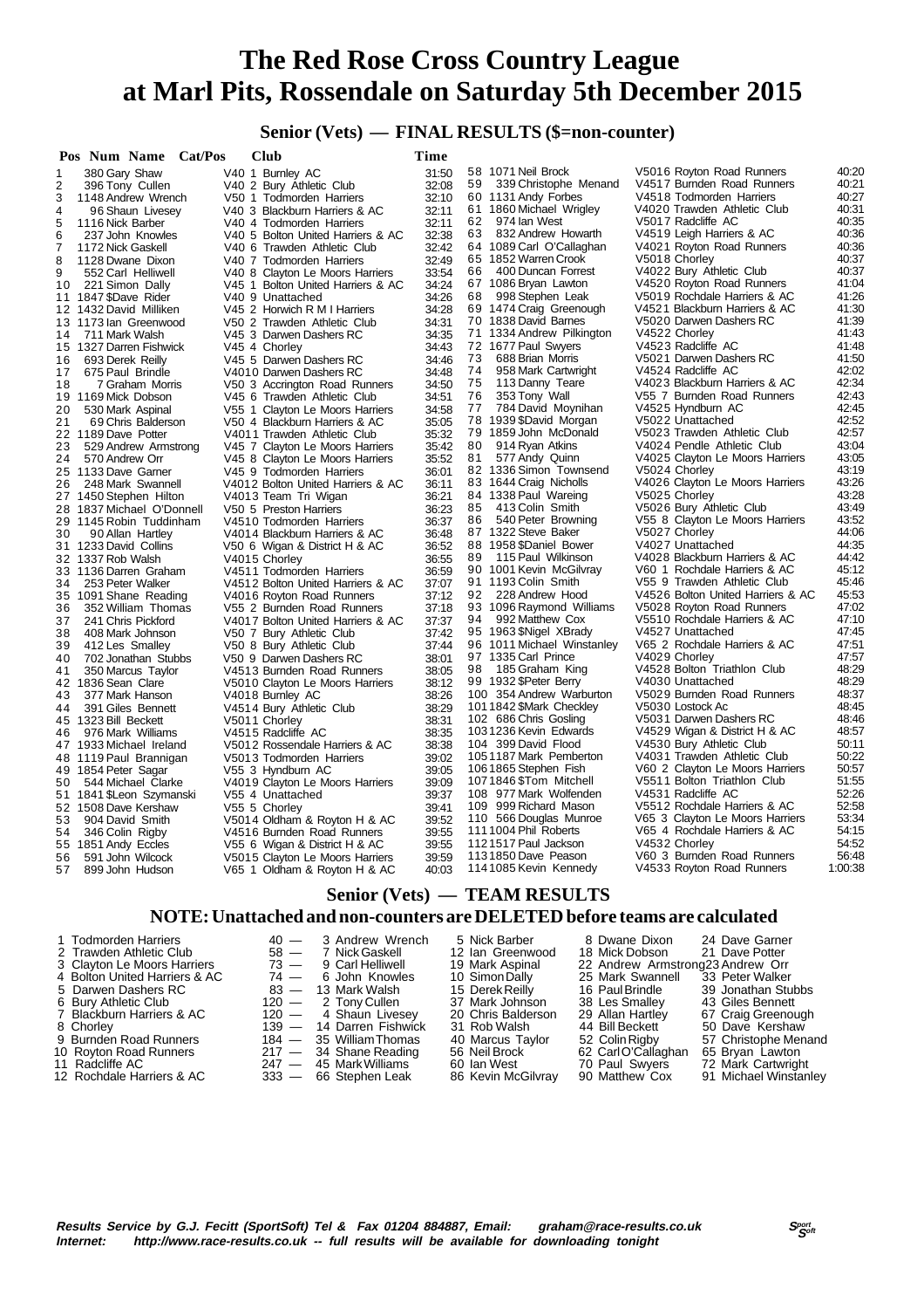# The Red Rose Cross Country League at Marl Pits, Rossendale on Saturday 5th December 2015

## Senior (Vets) — FINAL RESULTS ($=non-counter)

| Pos | Num | Name | Cat/Pos | Club | Time |
|---|---|---|---|---|---|
| 1 | 380 | Gary Shaw | V40 1 | Burnley AC | 31:50 |
| 2 | 396 | Tony Cullen | V40 2 | Bury Athletic Club | 32:08 |
| 3 | 1148 | Andrew Wrench | V50 1 | Todmorden Harriers | 32:10 |
| 4 | 96 | Shaun Livesey | V40 3 | Blackburn Harriers & AC | 32:11 |
| 5 | 1116 | Nick Barber | V40 4 | Todmorden Harriers | 32:11 |
| 6 | 237 | John Knowles | V40 5 | Bolton United Harriers & AC | 32:38 |
| 7 | 1172 | Nick Gaskell | V40 6 | Trawden Athletic Club | 32:42 |
| 8 | 1128 | Dwane Dixon | V40 7 | Todmorden Harriers | 32:49 |
| 9 | 552 | Carl Helliwell | V40 8 | Clayton Le Moors Harriers | 33:54 |
| 10 | 221 | Simon Dally | V45 1 | Bolton United Harriers & AC | 34:24 |
| 11 | 1847 | $Dave Rider | V40 9 | Unattached | 34:26 |
| 12 | 1432 | David Milliken | V45 2 | Horwich R M I Harriers | 34:28 |
| 13 | 1173 | Ian Greenwood | V50 2 | Trawden Athletic Club | 34:31 |
| 14 | 711 | Mark Walsh | V45 3 | Darwen Dashers RC | 34:35 |
| 15 | 1327 | Darren Fishwick | V45 4 | Chorley | 34:43 |
| 16 | 693 | Derek Reilly | V45 5 | Darwen Dashers RC | 34:46 |
| 17 | 675 | Paul Brindle | V4010 | Darwen Dashers RC | 34:48 |
| 18 | 7 | Graham Morris | V50 3 | Accrington Road Runners | 34:50 |
| 19 | 1169 | Mick Dobson | V45 6 | Trawden Athletic Club | 34:51 |
| 20 | 530 | Mark Aspinal | V55 1 | Clayton Le Moors Harriers | 34:58 |
| 21 | 69 | Chris Balderson | V50 4 | Blackburn Harriers & AC | 35:05 |
| 22 | 1189 | Dave Potter | V4011 | Trawden Athletic Club | 35:32 |
| 23 | 529 | Andrew Armstrong | V45 7 | Clayton Le Moors Harriers | 35:42 |
| 24 | 570 | Andrew Orr | V45 8 | Clayton Le Moors Harriers | 35:52 |
| 25 | 1133 | Dave Garner | V45 9 | Todmorden Harriers | 36:01 |
| 26 | 248 | Mark Swannell | V4012 | Bolton United Harriers & AC | 36:11 |
| 27 | 1450 | Stephen Hilton | V4013 | Team Tri Wigan | 36:21 |
| 28 | 1837 | Michael O'Donnell | V50 5 | Preston Harriers | 36:23 |
| 29 | 1145 | Robin Tuddinham | V4510 | Todmorden Harriers | 36:37 |
| 30 | 90 | Allan Hartley | V4014 | Blackburn Harriers & AC | 36:48 |
| 31 | 1233 | David Collins | V50 6 | Wigan & District H & AC | 36:52 |
| 32 | 1337 | Rob Walsh | V4015 | Chorley | 36:55 |
| 33 | 1136 | Darren Graham | V4511 | Todmorden Harriers | 36:59 |
| 34 | 253 | Peter Walker | V4512 | Bolton United Harriers & AC | 37:07 |
| 35 | 1091 | Shane Reading | V4016 | Royton Road Runners | 37:12 |
| 36 | 352 | William Thomas | V55 2 | Burnden Road Runners | 37:18 |
| 37 | 241 | Chris Pickford | V4017 | Bolton United Harriers & AC | 37:37 |
| 38 | 408 | Mark Johnson | V50 7 | Bury Athletic Club | 37:42 |
| 39 | 412 | Les Smalley | V50 8 | Bury Athletic Club | 37:44 |
| 40 | 702 | Jonathan Stubbs | V50 9 | Darwen Dashers RC | 38:01 |
| 41 | 350 | Marcus Taylor | V4513 | Burnden Road Runners | 38:05 |
| 42 | 1836 | Sean Clare | V5010 | Clayton Le Moors Harriers | 38:12 |
| 43 | 377 | Mark Hanson | V4018 | Burnley AC | 38:26 |
| 44 | 391 | Giles Bennett | V4514 | Bury Athletic Club | 38:29 |
| 45 | 1323 | Bill Beckett | V5011 | Chorley | 38:31 |
| 46 | 976 | Mark Williams | V4515 | Radcliffe AC | 38:35 |
| 47 | 1933 | Michael Ireland | V5012 | Rossendale Harriers & AC | 38:38 |
| 48 | 1119 | Paul Brannigan | V5013 | Todmorden Harriers | 39:02 |
| 49 | 1854 | Peter Sagar | V55 3 | Hyndburn AC | 39:05 |
| 50 | 544 | Michael Clarke | V4019 | Clayton Le Moors Harriers | 39:09 |
| 51 | 1841 | $Leon Szymanski | V55 4 | Unattached | 39:37 |
| 52 | 1508 | Dave Kershaw | V55 5 | Chorley | 39:41 |
| 53 | 904 | David Smith | V5014 | Oldham & Royton H & AC | 39:52 |
| 54 | 346 | Colin Rigby | V4516 | Burnden Road Runners | 39:55 |
| 55 | 1851 | Andy Eccles | V55 6 | Wigan & District H & AC | 39:55 |
| 56 | 591 | John Wilcock | V5015 | Clayton Le Moors Harriers | 39:59 |
| 57 | 899 | John Hudson | V65 1 | Oldham & Royton H & AC | 40:03 |
| 58 | 1071 | Neil Brock | V5016 | Royton Road Runners | 40:20 |
| 59 | 339 | Christophe Menand | V4517 | Burnden Road Runners | 40:21 |
| 60 | 1131 | Andy Forbes | V4518 | Todmorden Harriers | 40:27 |
| 61 | 1860 | Michael Wrigley | V4020 | Trawden Athletic Club | 40:31 |
| 62 | 974 | Ian West | V5017 | Radcliffe AC | 40:35 |
| 63 | 832 | Andrew Howarth | V4519 | Leigh Harriers & AC | 40:36 |
| 64 | 1089 | Carl O'Callaghan | V4021 | Royton Road Runners | 40:36 |
| 65 | 1852 | Warren Crook | V5018 | Chorley | 40:37 |
| 66 | 400 | Duncan Forrest | V4022 | Bury Athletic Club | 40:37 |
| 67 | 1086 | Bryan Lawton | V4520 | Royton Road Runners | 41:04 |
| 68 | 998 | Stephen Leak | V5019 | Rochdale Harriers & AC | 41:26 |
| 69 | 1474 | Craig Greenough | V4521 | Blackburn Harriers & AC | 41:30 |
| 70 | 1838 | David Barnes | V5020 | Darwen Dashers RC | 41:39 |
| 71 | 1334 | Andrew Pilkington | V4522 | Chorley | 41:43 |
| 72 | 1677 | Paul Swyers | V4523 | Radcliffe AC | 41:48 |
| 73 | 688 | Brian Morris | V5021 | Darwen Dashers RC | 41:50 |
| 74 | 958 | Mark Cartwright | V4524 | Radcliffe AC | 42:02 |
| 75 | 113 | Danny Teare | V4023 | Blackburn Harriers & AC | 42:34 |
| 76 | 353 | Tony Wall | V55 7 | Burnden Road Runners | 42:43 |
| 77 | 784 | David Moynihan | V4525 | Hyndburn AC | 42:45 |
| 78 | 1939 | $David Morgan | V5022 | Unattached | 42:52 |
| 79 | 1859 | John McDonald | V5023 | Trawden Athletic Club | 42:57 |
| 80 | 914 | Ryan Atkins | V4024 | Pendle Athletic Club | 43:04 |
| 81 | 577 | Andy Quinn | V4025 | Clayton Le Moors Harriers | 43:05 |
| 82 | 1336 | Simon Townsend | V5024 | Chorley | 43:19 |
| 83 | 1644 | Craig Nicholls | V4026 | Clayton Le Moors Harriers | 43:26 |
| 84 | 1338 | Paul Wareing | V5025 | Chorley | 43:28 |
| 85 | 413 | Colin Smith | V5026 | Bury Athletic Club | 43:49 |
| 86 | 540 | Peter Browning | V55 8 | Clayton Le Moors Harriers | 43:52 |
| 87 | 1322 | Steve Baker | V5027 | Chorley | 44:06 |
| 88 | 1958 | $Daniel Bower | V4027 | Unattached | 44:35 |
| 89 | 115 | Paul Wilkinson | V4028 | Blackburn Harriers & AC | 44:42 |
| 90 | 1001 | Kevin McGilvray | V60 1 | Rochdale Harriers & AC | 45:12 |
| 91 | 1193 | Colin Smith | V55 9 | Trawden Athletic Club | 45:46 |
| 92 | 228 | Andrew Hood | V4526 | Bolton United Harriers & AC | 45:53 |
| 93 | 1096 | Raymond Williams | V5028 | Royton Road Runners | 47:02 |
| 94 | 992 | Matthew Cox | V5510 | Rochdale Harriers & AC | 47:10 |
| 95 | 1963 | $Nigel XBrady | V4527 | Unattached | 47:45 |
| 96 | 1011 | Michael Winstanley | V65 2 | Rochdale Harriers & AC | 47:51 |
| 97 | 1335 | Carl Prince | V4029 | Chorley | 47:57 |
| 98 | 185 | Graham King | V4528 | Bolton Triathlon Club | 48:29 |
| 99 | 1932 | $Peter Berry | V4030 | Unattached | 48:29 |
| 100 | 354 | Andrew Warburton | V5029 | Burnden Road Runners | 48:37 |
| 101 | 1842 | $Mark Checkley | V5030 | Lostock Ac | 48:45 |
| 102 | 686 | Chris Gosling | V5031 | Darwen Dashers RC | 48:46 |
| 103 | 1236 | Kevin Edwards | V4529 | Wigan & District H & AC | 48:57 |
| 104 | 399 | David Flood | V4530 | Bury Athletic Club | 50:11 |
| 105 | 1187 | Mark Pemberton | V4031 | Trawden Athletic Club | 50:22 |
| 106 | 1865 | Stephen Fish | V60 2 | Clayton Le Moors Harriers | 50:57 |
| 107 | 1846 | $Tom Mitchell | V5511 | Bolton Triathlon Club | 51:55 |
| 108 | 977 | Mark Wolfenden | V4531 | Radcliffe AC | 52:26 |
| 109 | 999 | Richard Mason | V5512 | Rochdale Harriers & AC | 52:58 |
| 110 | 566 | Douglas Munroe | V65 3 | Clayton Le Moors Harriers | 53:34 |
| 111 | 1004 | Phil Roberts | V65 4 | Rochdale Harriers & AC | 54:15 |
| 112 | 1517 | Paul Jackson | V4532 | Chorley | 54:52 |
| 113 | 1850 | Dave Peason | V60 3 | Burnden Road Runners | 56:48 |
| 114 | 1085 | Kevin Kennedy | V4533 | Royton Road Runners | 1:00:38 |

## Senior (Vets) — TEAM RESULTS

### NOTE: Unattached and non-counters are DELETED before teams are calculated

| | | | | | | | |
|---|---|---|---|---|---|---|---|
| 1 | Todmorden Harriers | 40 | 3 Andrew Wrench | 5 Nick Barber | 8 Dwane Dixon | 24 Dave Garner |
| 2 | Trawden Athletic Club | 58 | 7 Nick Gaskell | 12 Ian Greenwood | 18 Mick Dobson | 21 Dave Potter |
| 3 | Clayton Le Moors Harriers | 73 | 9 Carl Helliwell | 19 Mark Aspinal | 22 Andrew Armstrong | 23 Andrew Orr |
| 4 | Bolton United Harriers & AC | 74 | 6 John Knowles | 10 Simon Dally | 25 Mark Swannell | 33 Peter Walker |
| 5 | Darwen Dashers RC | 83 | 13 Mark Walsh | 15 Derek Reilly | 16 Paul Brindle | 39 Jonathan Stubbs |
| 6 | Bury Athletic Club | 120 | 2 Tony Cullen | 37 Mark Johnson | 38 Les Smalley | 43 Giles Bennett |
| 7 | Blackburn Harriers & AC | 120 | 4 Shaun Livesey | 20 Chris Balderson | 29 Allan Hartley | 67 Craig Greenough |
| 8 | Chorley | 139 | 14 Darren Fishwick | 31 Rob Walsh | 44 Bill Beckett | 50 Dave Kershaw |
| 9 | Burnden Road Runners | 184 | 35 William Thomas | 40 Marcus Taylor | 52 Colin Rigby | 57 Christophe Menand |
| 10 | Royton Road Runners | 217 | 34 Shane Reading | 56 Neil Brock | 62 Carl O'Callaghan | 65 Bryan Lawton |
| 11 | Radcliffe AC | 247 | 45 Mark Williams | 60 Ian West | 70 Paul Swyers | 72 Mark Cartwright |
| 12 | Rochdale Harriers & AC | 333 | 66 Stephen Leak | 86 Kevin McGilvray | 90 Matthew Cox | 91 Michael Winstanley |

*Results Service by G.J. Fecitt (SportSoft) Tel & Fax 01204 884887, Email: graham@race-results.co.uk*
*Internet: http://www.race-results.co.uk -- full results will be available for downloading tonight*